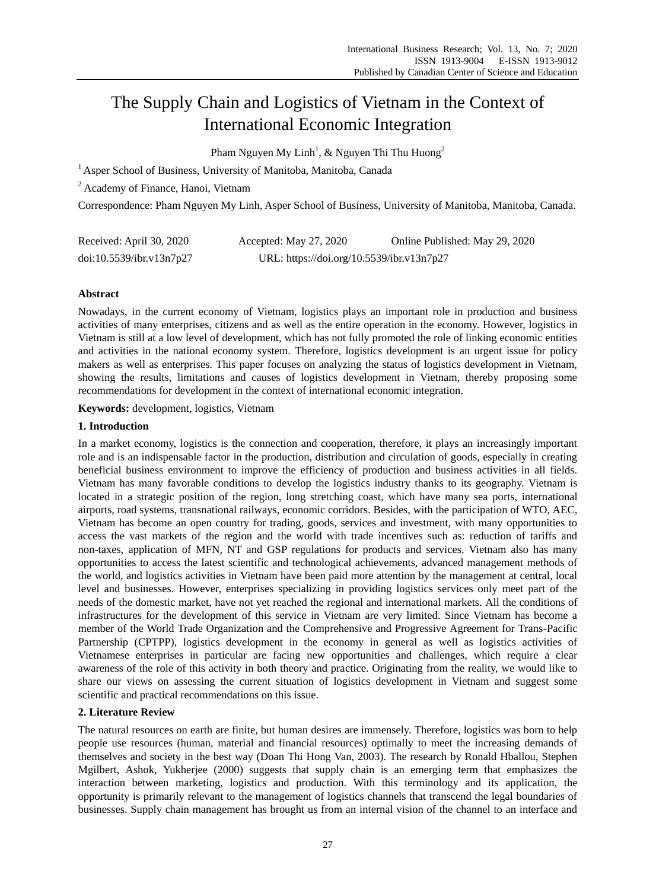# The Supply Chain and Logistics of Vietnam in the Context of International Economic Integration

Pham Nguyen My Linh[1], & Nguyen Thi Thu Huong[2]

[1] Asper School of Business, University of Manitoba, Manitoba, Canada

[2] Academy of Finance, Hanoi, Vietnam

Correspondence: Pham Nguyen My Linh, Asper School of Business, University of Manitoba, Manitoba, Canada.

Received: April 30, 2020 Accepted: May 27, 2020 Online Published: May 29, 2020

doi:10.5539/ibr.v13n7p27 URL: https://doi.org/10.5539/ibr.v13n7p27

## Abstract

Nowadays, in the current economy of Vietnam, logistics plays an important role in production and business activities of many enterprises, citizens and as well as the entire operation in the economy. However, logistics in Vietnam is still at a low level of development, which has not fully promoted the role of linking economic entities and activities in the national economy system. Therefore, logistics development is an urgent issue for policy makers as well as enterprises. This paper focuses on analyzing the status of logistics development in Vietnam, showing the results, limitations and causes of logistics development in Vietnam, thereby proposing some recommendations for development in the context of international economic integration.

**Keywords:** development, logistics, Vietnam

## 1. Introduction

In a market economy, logistics is the connection and cooperation, therefore, it plays an increasingly important role and is an indispensable factor in the production, distribution and circulation of goods, especially in creating beneficial business environment to improve the efficiency of production and business activities in all fields. Vietnam has many favorable conditions to develop the logistics industry thanks to its geography. Vietnam is located in a strategic position of the region, long stretching coast, which have many sea ports, international airports, road systems, transnational railways, economic corridors. Besides, with the participation of WTO, AEC, Vietnam has become an open country for trading, goods, services and investment, with many opportunities to access the vast markets of the region and the world with trade incentives such as: reduction of tariffs and non-taxes, application of MFN, NT and GSP regulations for products and services. Vietnam also has many opportunities to access the latest scientific and technological achievements, advanced management methods of the world, and logistics activities in Vietnam have been paid more attention by the management at central, local level and businesses. However, enterprises specializing in providing logistics services only meet part of the needs of the domestic market, have not yet reached the regional and international markets. All the conditions of infrastructures for the development of this service in Vietnam are very limited. Since Vietnam has become a member of the World Trade Organization and the Comprehensive and Progressive Agreement for Trans-Pacific Partnership (CPTPP), logistics development in the economy in general as well as logistics activities of Vietnamese enterprises in particular are facing new opportunities and challenges, which require a clear awareness of the role of this activity in both theory and practice. Originating from the reality, we would like to share our views on assessing the current situation of logistics development in Vietnam and suggest some scientific and practical recommendations on this issue.

## 2. Literature Review

The natural resources on earth are finite, but human desires are immensely. Therefore, logistics was born to help people use resources (human, material and financial resources) optimally to meet the increasing demands of themselves and society in the best way (Doan Thi Hong Van, 2003). The research by Ronald Hballou, Stephen Mgilbert, Ashok, Yukherjee (2000) suggests that supply chain is an emerging term that emphasizes the interaction between marketing, logistics and production. With this terminology and its application, the opportunity is primarily relevant to the management of logistics channels that transcend the legal boundaries of businesses. Supply chain management has brought us from an internal vision of the channel to an interface and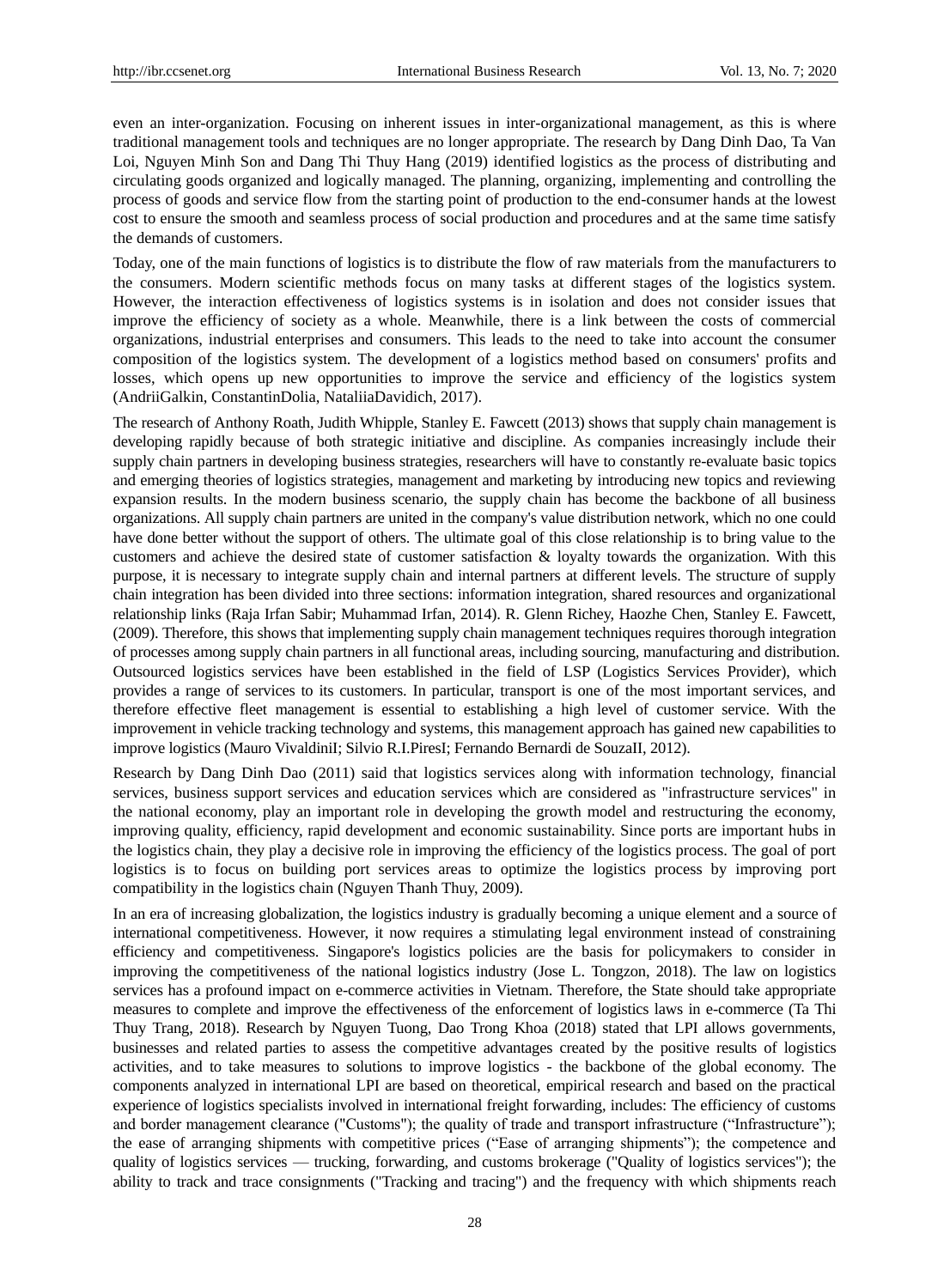even an inter-organization. Focusing on inherent issues in inter-organizational management, as this is where traditional management tools and techniques are no longer appropriate. The research by Dang Dinh Dao, Ta Van Loi, Nguyen Minh Son and Dang Thi Thuy Hang (2019) identified logistics as the process of distributing and circulating goods organized and logically managed. The planning, organizing, implementing and controlling the process of goods and service flow from the starting point of production to the end-consumer hands at the lowest cost to ensure the smooth and seamless process of social production and procedures and at the same time satisfy the demands of customers.

Today, one of the main functions of logistics is to distribute the flow of raw materials from the manufacturers to the consumers. Modern scientific methods focus on many tasks at different stages of the logistics system. However, the interaction effectiveness of logistics systems is in isolation and does not consider issues that improve the efficiency of society as a whole. Meanwhile, there is a link between the costs of commercial organizations, industrial enterprises and consumers. This leads to the need to take into account the consumer composition of the logistics system. The development of a logistics method based on consumers' profits and losses, which opens up new opportunities to improve the service and efficiency of the logistics system (AndriiGalkin, ConstantinDolia, NataliiaDavidich, 2017).

The research of Anthony Roath, Judith Whipple, Stanley E. Fawcett (2013) shows that supply chain management is developing rapidly because of both strategic initiative and discipline. As companies increasingly include their supply chain partners in developing business strategies, researchers will have to constantly re-evaluate basic topics and emerging theories of logistics strategies, management and marketing by introducing new topics and reviewing expansion results. In the modern business scenario, the supply chain has become the backbone of all business organizations. All supply chain partners are united in the company's value distribution network, which no one could have done better without the support of others. The ultimate goal of this close relationship is to bring value to the customers and achieve the desired state of customer satisfaction & loyalty towards the organization. With this purpose, it is necessary to integrate supply chain and internal partners at different levels. The structure of supply chain integration has been divided into three sections: information integration, shared resources and organizational relationship links (Raja Irfan Sabir; Muhammad Irfan, 2014). R. Glenn Richey, Haozhe Chen, Stanley E. Fawcett, (2009). Therefore, this shows that implementing supply chain management techniques requires thorough integration of processes among supply chain partners in all functional areas, including sourcing, manufacturing and distribution. Outsourced logistics services have been established in the field of LSP (Logistics Services Provider), which provides a range of services to its customers. In particular, transport is one of the most important services, and therefore effective fleet management is essential to establishing a high level of customer service. With the improvement in vehicle tracking technology and systems, this management approach has gained new capabilities to improve logistics (Mauro VivaldiniI; Silvio R.I.PiresI; Fernando Bernardi de SouzaII, 2012).

Research by Dang Dinh Dao (2011) said that logistics services along with information technology, financial services, business support services and education services which are considered as "infrastructure services" in the national economy, play an important role in developing the growth model and restructuring the economy, improving quality, efficiency, rapid development and economic sustainability. Since ports are important hubs in the logistics chain, they play a decisive role in improving the efficiency of the logistics process. The goal of port logistics is to focus on building port services areas to optimize the logistics process by improving port compatibility in the logistics chain (Nguyen Thanh Thuy, 2009).

In an era of increasing globalization, the logistics industry is gradually becoming a unique element and a source of international competitiveness. However, it now requires a stimulating legal environment instead of constraining efficiency and competitiveness. Singapore's logistics policies are the basis for policymakers to consider in improving the competitiveness of the national logistics industry (Jose L. Tongzon, 2018). The law on logistics services has a profound impact on e-commerce activities in Vietnam. Therefore, the State should take appropriate measures to complete and improve the effectiveness of the enforcement of logistics laws in e-commerce (Ta Thi Thuy Trang, 2018). Research by Nguyen Tuong, Dao Trong Khoa (2018) stated that LPI allows governments, businesses and related parties to assess the competitive advantages created by the positive results of logistics activities, and to take measures to solutions to improve logistics - the backbone of the global economy. The components analyzed in international LPI are based on theoretical, empirical research and based on the practical experience of logistics specialists involved in international freight forwarding, includes: The efficiency of customs and border management clearance ("Customs"); the quality of trade and transport infrastructure ("Infrastructure"); the ease of arranging shipments with competitive prices ("Ease of arranging shipments"); the competence and quality of logistics services — trucking, forwarding, and customs brokerage ("Quality of logistics services"); the ability to track and trace consignments ("Tracking and tracing") and the frequency with which shipments reach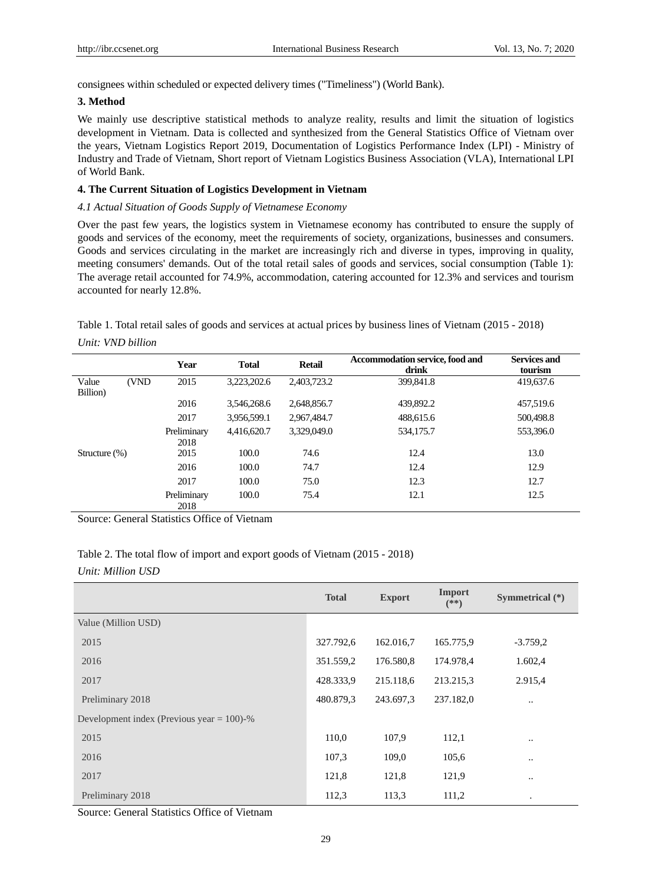consignees within scheduled or expected delivery times ("Timeliness") (World Bank).

### 3. Method

We mainly use descriptive statistical methods to analyze reality, results and limit the situation of logistics development in Vietnam. Data is collected and synthesized from the General Statistics Office of Vietnam over the years, Vietnam Logistics Report 2019, Documentation of Logistics Performance Index (LPI) - Ministry of Industry and Trade of Vietnam, Short report of Vietnam Logistics Business Association (VLA), International LPI of World Bank.

### 4. The Current Situation of Logistics Development in Vietnam

#### *4.1 Actual Situation of Goods Supply of Vietnamese Economy*

Over the past few years, the logistics system in Vietnamese economy has contributed to ensure the supply of goods and services of the economy, meet the requirements of society, organizations, businesses and consumers. Goods and services circulating in the market are increasingly rich and diverse in types, improving in quality, meeting consumers' demands. Out of the total retail sales of goods and services, social consumption (Table 1): The average retail accounted for 74.9%, accommodation, catering accounted for 12.3% and services and tourism accounted for nearly 12.8%.

Table 1. Total retail sales of goods and services at actual prices by business lines of Vietnam (2015 - 2018)

*Unit: VND billion*

| | Year | Total | Retail | Accommodation service, food and drink | Services and tourism |
|---|---|---|---|---|---|
| Value (VND Billion) | 2015 | 3,223,202.6 | 2,403,723.2 | 399,841.8 | 419,637.6 |
| | 2016 | 3,546,268.6 | 2,648,856.7 | 439,892.2 | 457,519.6 |
| | 2017 | 3,956,599.1 | 2,967,484.7 | 488,615.6 | 500,498.8 |
| | Preliminary 2018 | 4,416,620.7 | 3,329,049.0 | 534,175.7 | 553,396.0 |
| Structure (%) | 2015 | 100.0 | 74.6 | 12.4 | 13.0 |
| | 2016 | 100.0 | 74.7 | 12.4 | 12.9 |
| | 2017 | 100.0 | 75.0 | 12.3 | 12.7 |
| | Preliminary 2018 | 100.0 | 75.4 | 12.1 | 12.5 |

Source: General Statistics Office of Vietnam

Table 2. The total flow of import and export goods of Vietnam (2015 - 2018)

*Unit: Million USD*

| | Total | Export | Import (**) | Symmetrical (*) |
|---|---|---|---|---|
| Value (Million USD) | | | | |
| 2015 | 327.792,6 | 162.016,7 | 165.775,9 | -3.759,2 |
| 2016 | 351.559,2 | 176.580,8 | 174.978,4 | 1.602,4 |
| 2017 | 428.333,9 | 215.118,6 | 213.215,3 | 2.915,4 |
| Preliminary 2018 | 480.879,3 | 243.697,3 | 237.182,0 | .. |
| Development index (Previous year = 100)-% | | | | |
| 2015 | 110,0 | 107,9 | 112,1 | .. |
| 2016 | 107,3 | 109,0 | 105,6 | .. |
| 2017 | 121,8 | 121,8 | 121,9 | .. |
| Preliminary 2018 | 112,3 | 113,3 | 111,2 | . |

Source: General Statistics Office of Vietnam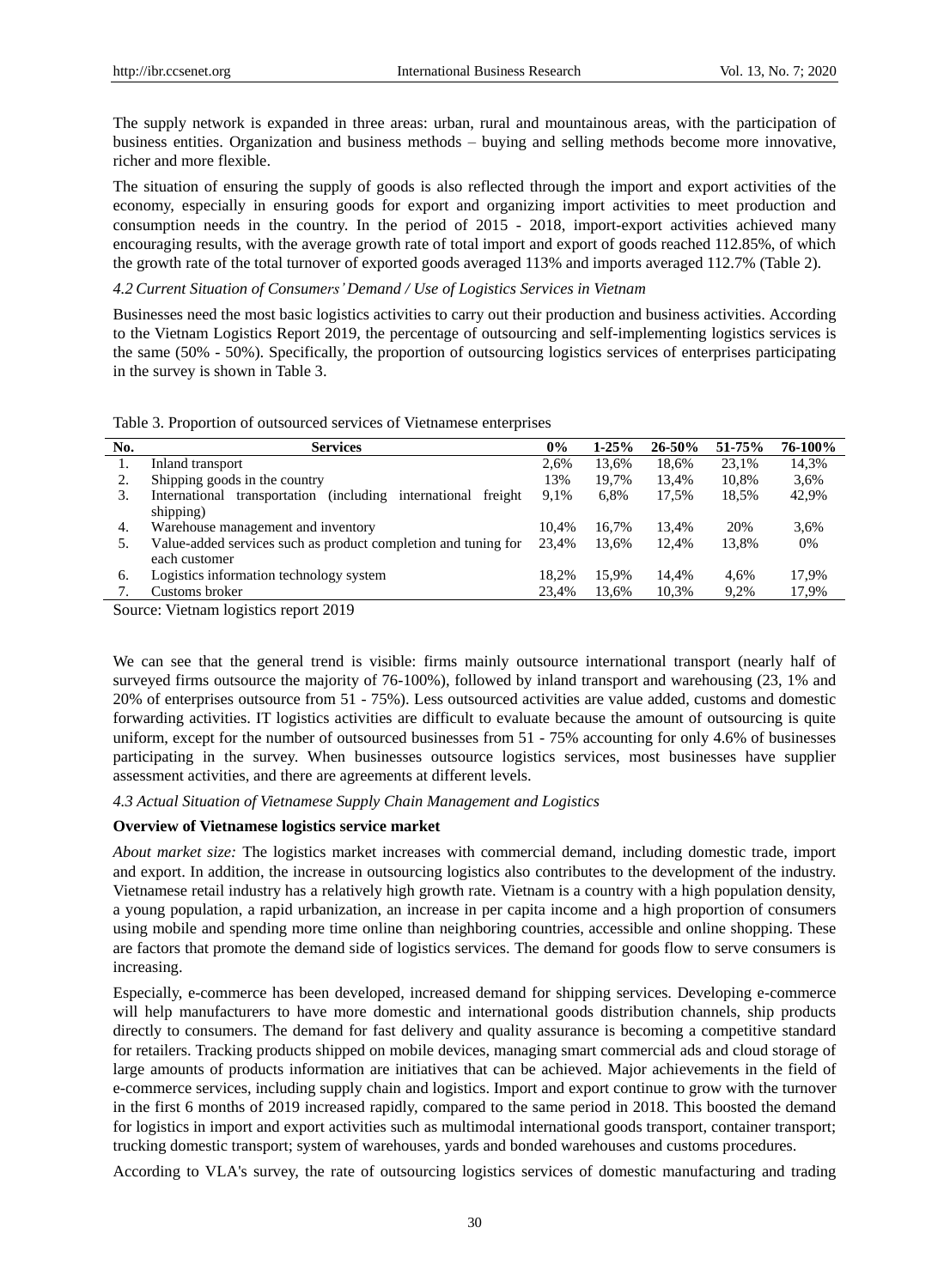The supply network is expanded in three areas: urban, rural and mountainous areas, with the participation of business entities. Organization and business methods – buying and selling methods become more innovative, richer and more flexible.

The situation of ensuring the supply of goods is also reflected through the import and export activities of the economy, especially in ensuring goods for export and organizing import activities to meet production and consumption needs in the country. In the period of 2015 - 2018, import-export activities achieved many encouraging results, with the average growth rate of total import and export of goods reached 112.85%, of which the growth rate of the total turnover of exported goods averaged 113% and imports averaged 112.7% (Table 2).

### *4.2 Current Situation of Consumers' Demand / Use of Logistics Services in Vietnam*

Businesses need the most basic logistics activities to carry out their production and business activities. According to the Vietnam Logistics Report 2019, the percentage of outsourcing and self-implementing logistics services is the same (50% - 50%). Specifically, the proportion of outsourcing logistics services of enterprises participating in the survey is shown in Table 3.

Table 3. Proportion of outsourced services of Vietnamese enterprises

| No. | Services | 0% | 1-25% | 26-50% | 51-75% | 76-100% |
|---|---|---|---|---|---|---|
| 1. | Inland transport | 2,6% | 13,6% | 18,6% | 23,1% | 14,3% |
| 2. | Shipping goods in the country | 13% | 19,7% | 13,4% | 10,8% | 3,6% |
| 3. | International transportation (including international freight shipping) | 9,1% | 6,8% | 17,5% | 18,5% | 42,9% |
| 4. | Warehouse management and inventory | 10,4% | 16,7% | 13,4% | 20% | 3,6% |
| 5. | Value-added services such as product completion and tuning for each customer | 23,4% | 13,6% | 12,4% | 13,8% | 0% |
| 6. | Logistics information technology system | 18,2% | 15,9% | 14,4% | 4,6% | 17,9% |
| 7. | Customs broker | 23,4% | 13,6% | 10,3% | 9,2% | 17,9% |

Source: Vietnam logistics report 2019

We can see that the general trend is visible: firms mainly outsource international transport (nearly half of surveyed firms outsource the majority of 76-100%), followed by inland transport and warehousing (23, 1% and 20% of enterprises outsource from 51 - 75%). Less outsourced activities are value added, customs and domestic forwarding activities. IT logistics activities are difficult to evaluate because the amount of outsourcing is quite uniform, except for the number of outsourced businesses from 51 - 75% accounting for only 4.6% of businesses participating in the survey. When businesses outsource logistics services, most businesses have supplier assessment activities, and there are agreements at different levels.

### *4.3 Actual Situation of Vietnamese Supply Chain Management and Logistics*

**Overview of Vietnamese logistics service market**

*About market size:* The logistics market increases with commercial demand, including domestic trade, import and export. In addition, the increase in outsourcing logistics also contributes to the development of the industry. Vietnamese retail industry has a relatively high growth rate. Vietnam is a country with a high population density, a young population, a rapid urbanization, an increase in per capita income and a high proportion of consumers using mobile and spending more time online than neighboring countries, accessible and online shopping. These are factors that promote the demand side of logistics services. The demand for goods flow to serve consumers is increasing.

Especially, e-commerce has been developed, increased demand for shipping services. Developing e-commerce will help manufacturers to have more domestic and international goods distribution channels, ship products directly to consumers. The demand for fast delivery and quality assurance is becoming a competitive standard for retailers. Tracking products shipped on mobile devices, managing smart commercial ads and cloud storage of large amounts of products information are initiatives that can be achieved. Major achievements in the field of e-commerce services, including supply chain and logistics. Import and export continue to grow with the turnover in the first 6 months of 2019 increased rapidly, compared to the same period in 2018. This boosted the demand for logistics in import and export activities such as multimodal international goods transport, container transport; trucking domestic transport; system of warehouses, yards and bonded warehouses and customs procedures.

According to VLA's survey, the rate of outsourcing logistics services of domestic manufacturing and trading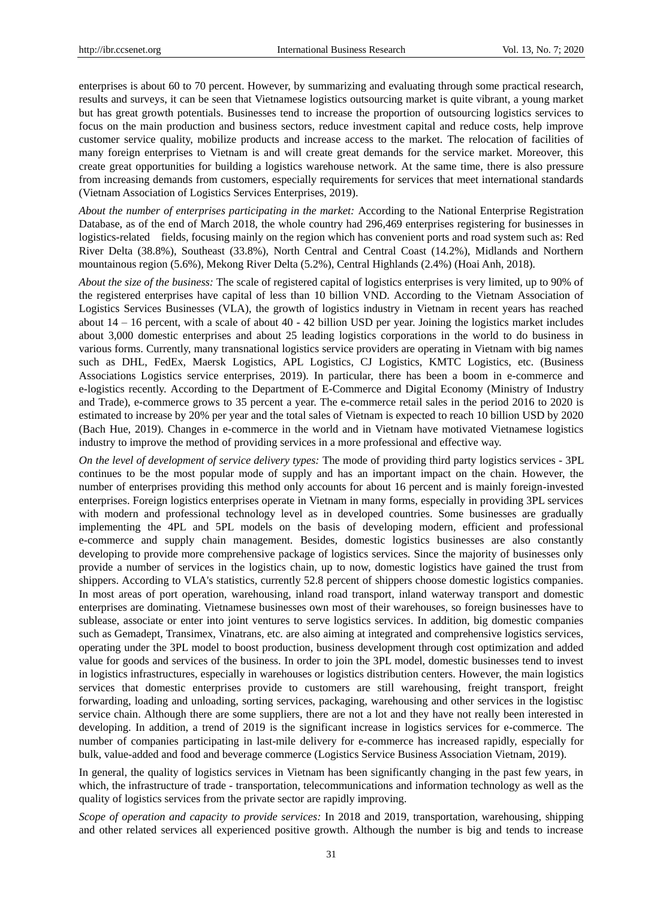enterprises is about 60 to 70 percent. However, by summarizing and evaluating through some practical research, results and surveys, it can be seen that Vietnamese logistics outsourcing market is quite vibrant, a young market but has great growth potentials. Businesses tend to increase the proportion of outsourcing logistics services to focus on the main production and business sectors, reduce investment capital and reduce costs, help improve customer service quality, mobilize products and increase access to the market. The relocation of facilities of many foreign enterprises to Vietnam is and will create great demands for the service market. Moreover, this create great opportunities for building a logistics warehouse network. At the same time, there is also pressure from increasing demands from customers, especially requirements for services that meet international standards (Vietnam Association of Logistics Services Enterprises, 2019).

*About the number of enterprises participating in the market:* According to the National Enterprise Registration Database, as of the end of March 2018, the whole country had 296,469 enterprises registering for businesses in logistics-related fields, focusing mainly on the region which has convenient ports and road system such as: Red River Delta (38.8%), Southeast (33.8%), North Central and Central Coast (14.2%), Midlands and Northern mountainous region (5.6%), Mekong River Delta (5.2%), Central Highlands (2.4%) (Hoai Anh, 2018).

*About the size of the business:* The scale of registered capital of logistics enterprises is very limited, up to 90% of the registered enterprises have capital of less than 10 billion VND. According to the Vietnam Association of Logistics Services Businesses (VLA), the growth of logistics industry in Vietnam in recent years has reached about 14 – 16 percent, with a scale of about 40 - 42 billion USD per year. Joining the logistics market includes about 3,000 domestic enterprises and about 25 leading logistics corporations in the world to do business in various forms. Currently, many transnational logistics service providers are operating in Vietnam with big names such as DHL, FedEx, Maersk Logistics, APL Logistics, CJ Logistics, KMTC Logistics, etc. (Business Associations Logistics service enterprises, 2019). In particular, there has been a boom in e-commerce and e-logistics recently. According to the Department of E-Commerce and Digital Economy (Ministry of Industry and Trade), e-commerce grows to 35 percent a year. The e-commerce retail sales in the period 2016 to 2020 is estimated to increase by 20% per year and the total sales of Vietnam is expected to reach 10 billion USD by 2020 (Bach Hue, 2019). Changes in e-commerce in the world and in Vietnam have motivated Vietnamese logistics industry to improve the method of providing services in a more professional and effective way.

*On the level of development of service delivery types:* The mode of providing third party logistics services - 3PL continues to be the most popular mode of supply and has an important impact on the chain. However, the number of enterprises providing this method only accounts for about 16 percent and is mainly foreign-invested enterprises. Foreign logistics enterprises operate in Vietnam in many forms, especially in providing 3PL services with modern and professional technology level as in developed countries. Some businesses are gradually implementing the 4PL and 5PL models on the basis of developing modern, efficient and professional e-commerce and supply chain management. Besides, domestic logistics businesses are also constantly developing to provide more comprehensive package of logistics services. Since the majority of businesses only provide a number of services in the logistics chain, up to now, domestic logistics have gained the trust from shippers. According to VLA's statistics, currently 52.8 percent of shippers choose domestic logistics companies. In most areas of port operation, warehousing, inland road transport, inland waterway transport and domestic enterprises are dominating. Vietnamese businesses own most of their warehouses, so foreign businesses have to sublease, associate or enter into joint ventures to serve logistics services. In addition, big domestic companies such as Gemadept, Transimex, Vinatrans, etc. are also aiming at integrated and comprehensive logistics services, operating under the 3PL model to boost production, business development through cost optimization and added value for goods and services of the business. In order to join the 3PL model, domestic businesses tend to invest in logistics infrastructures, especially in warehouses or logistics distribution centers. However, the main logistics services that domestic enterprises provide to customers are still warehousing, freight transport, freight forwarding, loading and unloading, sorting services, packaging, warehousing and other services in the logistisc service chain. Although there are some suppliers, there are not a lot and they have not really been interested in developing. In addition, a trend of 2019 is the significant increase in logistics services for e-commerce. The number of companies participating in last-mile delivery for e-commerce has increased rapidly, especially for bulk, value-added and food and beverage commerce (Logistics Service Business Association Vietnam, 2019).

In general, the quality of logistics services in Vietnam has been significantly changing in the past few years, in which, the infrastructure of trade - transportation, telecommunications and information technology as well as the quality of logistics services from the private sector are rapidly improving.

*Scope of operation and capacity to provide services:* In 2018 and 2019, transportation, warehousing, shipping and other related services all experienced positive growth. Although the number is big and tends to increase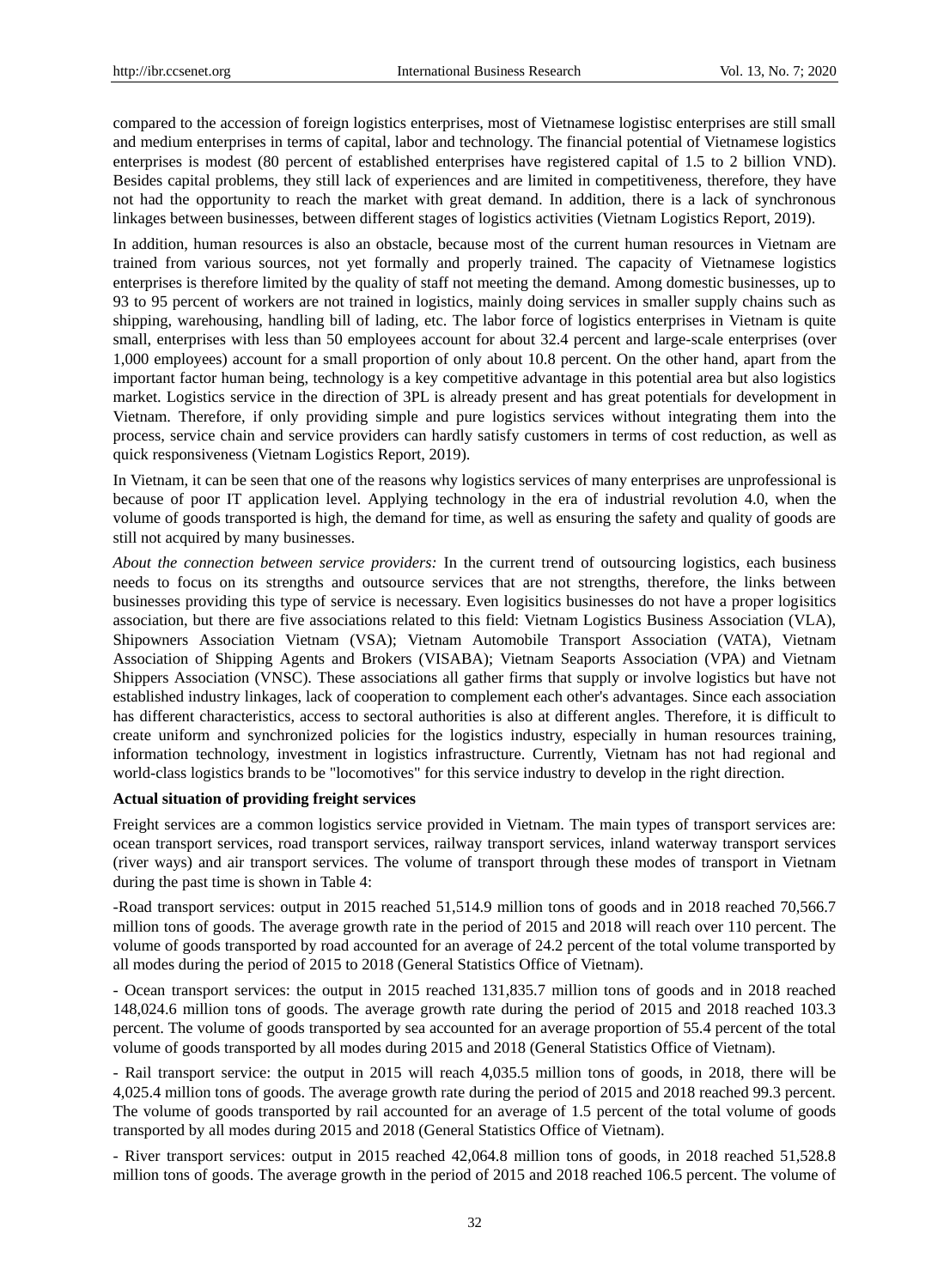compared to the accession of foreign logistics enterprises, most of Vietnamese logistisc enterprises are still small and medium enterprises in terms of capital, labor and technology. The financial potential of Vietnamese logistics enterprises is modest (80 percent of established enterprises have registered capital of 1.5 to 2 billion VND). Besides capital problems, they still lack of experiences and are limited in competitiveness, therefore, they have not had the opportunity to reach the market with great demand. In addition, there is a lack of synchronous linkages between businesses, between different stages of logistics activities (Vietnam Logistics Report, 2019).

In addition, human resources is also an obstacle, because most of the current human resources in Vietnam are trained from various sources, not yet formally and properly trained. The capacity of Vietnamese logistics enterprises is therefore limited by the quality of staff not meeting the demand. Among domestic businesses, up to 93 to 95 percent of workers are not trained in logistics, mainly doing services in smaller supply chains such as shipping, warehousing, handling bill of lading, etc. The labor force of logistics enterprises in Vietnam is quite small, enterprises with less than 50 employees account for about 32.4 percent and large-scale enterprises (over 1,000 employees) account for a small proportion of only about 10.8 percent. On the other hand, apart from the important factor human being, technology is a key competitive advantage in this potential area but also logistics market. Logistics service in the direction of 3PL is already present and has great potentials for development in Vietnam. Therefore, if only providing simple and pure logistics services without integrating them into the process, service chain and service providers can hardly satisfy customers in terms of cost reduction, as well as quick responsiveness (Vietnam Logistics Report, 2019).

In Vietnam, it can be seen that one of the reasons why logistics services of many enterprises are unprofessional is because of poor IT application level. Applying technology in the era of industrial revolution 4.0, when the volume of goods transported is high, the demand for time, as well as ensuring the safety and quality of goods are still not acquired by many businesses.

*About the connection between service providers:* In the current trend of outsourcing logistics, each business needs to focus on its strengths and outsource services that are not strengths, therefore, the links between businesses providing this type of service is necessary. Even logisitics businesses do not have a proper logisitics association, but there are five associations related to this field: Vietnam Logistics Business Association (VLA), Shipowners Association Vietnam (VSA); Vietnam Automobile Transport Association (VATA), Vietnam Association of Shipping Agents and Brokers (VISABA); Vietnam Seaports Association (VPA) and Vietnam Shippers Association (VNSC). These associations all gather firms that supply or involve logistics but have not established industry linkages, lack of cooperation to complement each other's advantages. Since each association has different characteristics, access to sectoral authorities is also at different angles. Therefore, it is difficult to create uniform and synchronized policies for the logistics industry, especially in human resources training, information technology, investment in logistics infrastructure. Currently, Vietnam has not had regional and world-class logistics brands to be "locomotives" for this service industry to develop in the right direction.

**Actual situation of providing freight services**

Freight services are a common logistics service provided in Vietnam. The main types of transport services are: ocean transport services, road transport services, railway transport services, inland waterway transport services (river ways) and air transport services. The volume of transport through these modes of transport in Vietnam during the past time is shown in Table 4:

-Road transport services: output in 2015 reached 51,514.9 million tons of goods and in 2018 reached 70,566.7 million tons of goods. The average growth rate in the period of 2015 and 2018 will reach over 110 percent. The volume of goods transported by road accounted for an average of 24.2 percent of the total volume transported by all modes during the period of 2015 to 2018 (General Statistics Office of Vietnam).

- Ocean transport services: the output in 2015 reached 131,835.7 million tons of goods and in 2018 reached 148,024.6 million tons of goods. The average growth rate during the period of 2015 and 2018 reached 103.3 percent. The volume of goods transported by sea accounted for an average proportion of 55.4 percent of the total volume of goods transported by all modes during 2015 and 2018 (General Statistics Office of Vietnam).

- Rail transport service: the output in 2015 will reach 4,035.5 million tons of goods, in 2018, there will be 4,025.4 million tons of goods. The average growth rate during the period of 2015 and 2018 reached 99.3 percent. The volume of goods transported by rail accounted for an average of 1.5 percent of the total volume of goods transported by all modes during 2015 and 2018 (General Statistics Office of Vietnam).

- River transport services: output in 2015 reached 42,064.8 million tons of goods, in 2018 reached 51,528.8 million tons of goods. The average growth in the period of 2015 and 2018 reached 106.5 percent. The volume of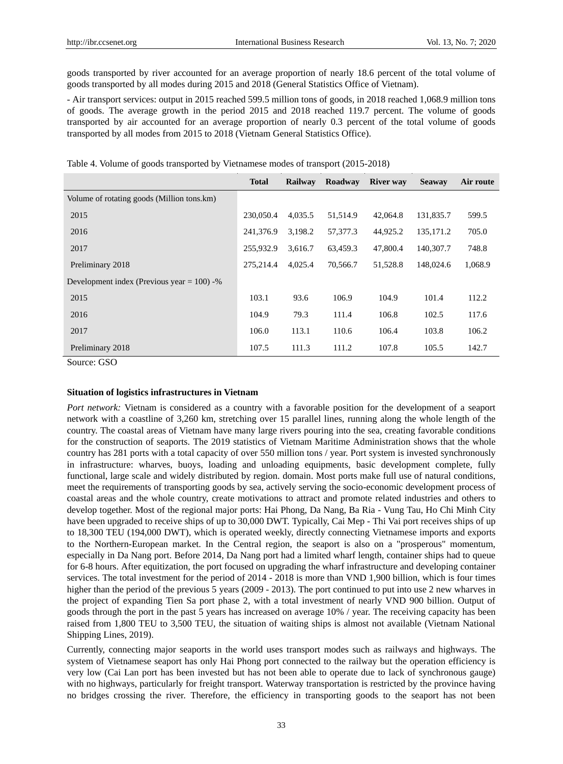goods transported by river accounted for an average proportion of nearly 18.6 percent of the total volume of goods transported by all modes during 2015 and 2018 (General Statistics Office of Vietnam).

- Air transport services: output in 2015 reached 599.5 million tons of goods, in 2018 reached 1,068.9 million tons of goods. The average growth in the period 2015 and 2018 reached 119.7 percent. The volume of goods transported by air accounted for an average proportion of nearly 0.3 percent of the total volume of goods transported by all modes from 2015 to 2018 (Vietnam General Statistics Office).

Table 4. Volume of goods transported by Vietnamese modes of transport (2015-2018)

| | Total | Railway | Roadway | River way | Seaway | Air route |
|---|---|---|---|---|---|---|
| Volume of rotating goods (Million tons.km) | | | | | | |
| 2015 | 230,050.4 | 4,035.5 | 51,514.9 | 42,064.8 | 131,835.7 | 599.5 |
| 2016 | 241,376.9 | 3,198.2 | 57,377.3 | 44,925.2 | 135,171.2 | 705.0 |
| 2017 | 255,932.9 | 3,616.7 | 63,459.3 | 47,800.4 | 140,307.7 | 748.8 |
| Preliminary 2018 | 275,214.4 | 4,025.4 | 70,566.7 | 51,528.8 | 148,024.6 | 1,068.9 |
| Development index (Previous year = 100) -% | | | | | | |
| 2015 | 103.1 | 93.6 | 106.9 | 104.9 | 101.4 | 112.2 |
| 2016 | 104.9 | 79.3 | 111.4 | 106.8 | 102.5 | 117.6 |
| 2017 | 106.0 | 113.1 | 110.6 | 106.4 | 103.8 | 106.2 |
| Preliminary 2018 | 107.5 | 111.3 | 111.2 | 107.8 | 105.5 | 142.7 |

Source: GSO

**Situation of logistics infrastructures in Vietnam**

*Port network:* Vietnam is considered as a country with a favorable position for the development of a seaport network with a coastline of 3,260 km, stretching over 15 parallel lines, running along the whole length of the country. The coastal areas of Vietnam have many large rivers pouring into the sea, creating favorable conditions for the construction of seaports. The 2019 statistics of Vietnam Maritime Administration shows that the whole country has 281 ports with a total capacity of over 550 million tons / year. Port system is invested synchronously in infrastructure: wharves, buoys, loading and unloading equipments, basic development complete, fully functional, large scale and widely distributed by region. domain. Most ports make full use of natural conditions, meet the requirements of transporting goods by sea, actively serving the socio-economic development process of coastal areas and the whole country, create motivations to attract and promote related industries and others to develop together. Most of the regional major ports: Hai Phong, Da Nang, Ba Ria - Vung Tau, Ho Chi Minh City have been upgraded to receive ships of up to 30,000 DWT. Typically, Cai Mep - Thi Vai port receives ships of up to 18,300 TEU (194,000 DWT), which is operated weekly, directly connecting Vietnamese imports and exports to the Northern-European market. In the Central region, the seaport is also on a "prosperous" momentum, especially in Da Nang port. Before 2014, Da Nang port had a limited wharf length, container ships had to queue for 6-8 hours. After equitization, the port focused on upgrading the wharf infrastructure and developing container services. The total investment for the period of 2014 - 2018 is more than VND 1,900 billion, which is four times higher than the period of the previous 5 years (2009 - 2013). The port continued to put into use 2 new wharves in the project of expanding Tien Sa port phase 2, with a total investment of nearly VND 900 billion. Output of goods through the port in the past 5 years has increased on average 10% / year. The receiving capacity has been raised from 1,800 TEU to 3,500 TEU, the situation of waiting ships is almost not available (Vietnam National Shipping Lines, 2019).

Currently, connecting major seaports in the world uses transport modes such as railways and highways. The system of Vietnamese seaport has only Hai Phong port connected to the railway but the operation efficiency is very low (Cai Lan port has been invested but has not been able to operate due to lack of synchronous gauge) with no highways, particularly for freight transport. Waterway transportation is restricted by the province having no bridges crossing the river. Therefore, the efficiency in transporting goods to the seaport has not been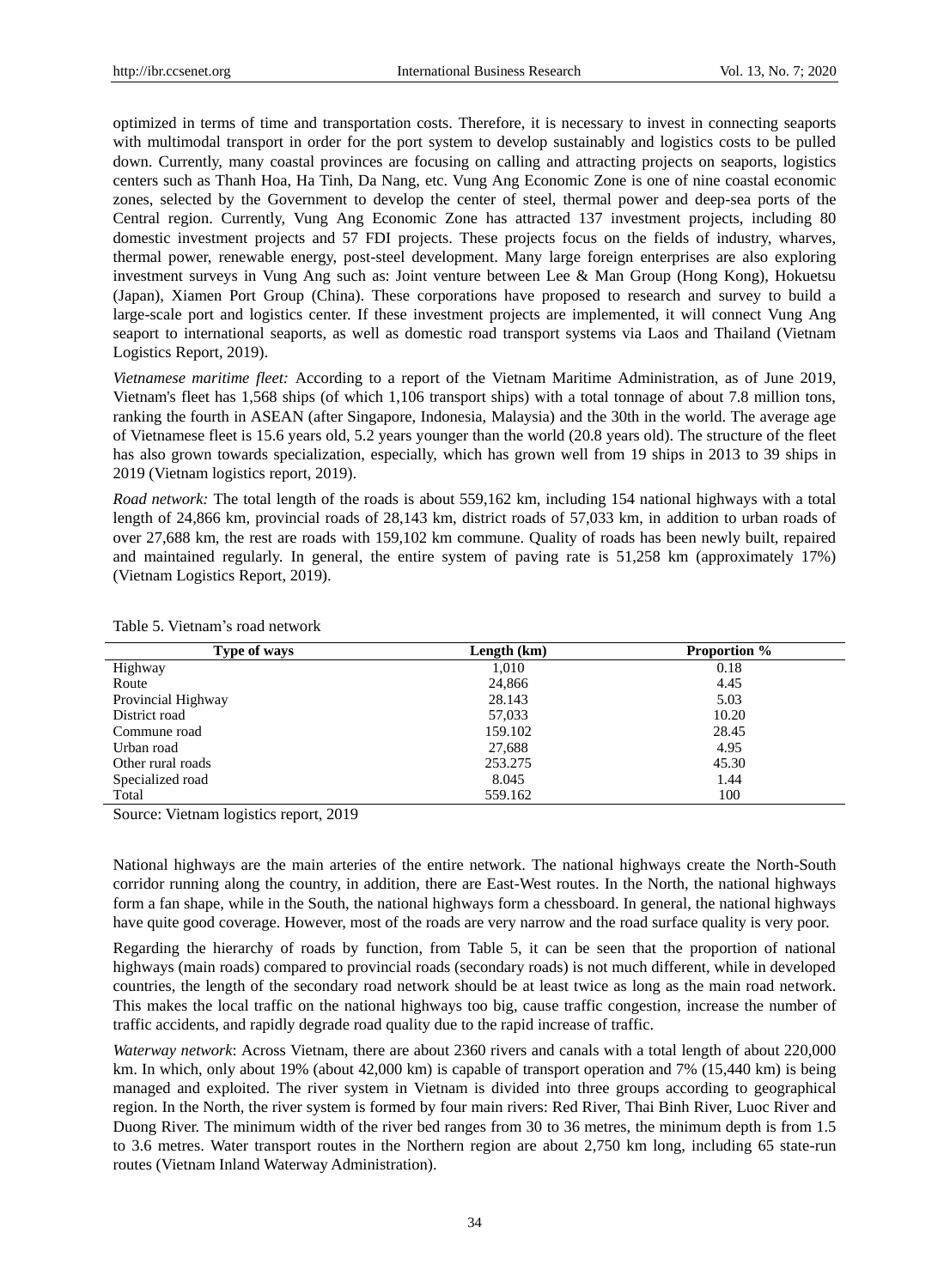optimized in terms of time and transportation costs. Therefore, it is necessary to invest in connecting seaports with multimodal transport in order for the port system to develop sustainably and logistics costs to be pulled down. Currently, many coastal provinces are focusing on calling and attracting projects on seaports, logistics centers such as Thanh Hoa, Ha Tinh, Da Nang, etc. Vung Ang Economic Zone is one of nine coastal economic zones, selected by the Government to develop the center of steel, thermal power and deep-sea ports of the Central region. Currently, Vung Ang Economic Zone has attracted 137 investment projects, including 80 domestic investment projects and 57 FDI projects. These projects focus on the fields of industry, wharves, thermal power, renewable energy, post-steel development. Many large foreign enterprises are also exploring investment surveys in Vung Ang such as: Joint venture between Lee & Man Group (Hong Kong), Hokuetsu (Japan), Xiamen Port Group (China). These corporations have proposed to research and survey to build a large-scale port and logistics center. If these investment projects are implemented, it will connect Vung Ang seaport to international seaports, as well as domestic road transport systems via Laos and Thailand (Vietnam Logistics Report, 2019).

*Vietnamese maritime fleet:* According to a report of the Vietnam Maritime Administration, as of June 2019, Vietnam's fleet has 1,568 ships (of which 1,106 transport ships) with a total tonnage of about 7.8 million tons, ranking the fourth in ASEAN (after Singapore, Indonesia, Malaysia) and the 30th in the world. The average age of Vietnamese fleet is 15.6 years old, 5.2 years younger than the world (20.8 years old). The structure of the fleet has also grown towards specialization, especially, which has grown well from 19 ships in 2013 to 39 ships in 2019 (Vietnam logistics report, 2019).

*Road network:* The total length of the roads is about 559,162 km, including 154 national highways with a total length of 24,866 km, provincial roads of 28,143 km, district roads of 57,033 km, in addition to urban roads of over 27,688 km, the rest are roads with 159,102 km commune. Quality of roads has been newly built, repaired and maintained regularly. In general, the entire system of paving rate is 51,258 km (approximately 17%) (Vietnam Logistics Report, 2019).

Table 5. Vietnam's road network

| Type of ways | Length (km) | Proportion % |
|---|---|---|
| Highway | 1,010 | 0.18 |
| Route | 24,866 | 4.45 |
| Provincial Highway | 28.143 | 5.03 |
| District road | 57,033 | 10.20 |
| Commune road | 159.102 | 28.45 |
| Urban road | 27,688 | 4.95 |
| Other rural roads | 253.275 | 45.30 |
| Specialized road | 8.045 | 1.44 |
| Total | 559.162 | 100 |

Source: Vietnam logistics report, 2019

National highways are the main arteries of the entire network. The national highways create the North-South corridor running along the country, in addition, there are East-West routes. In the North, the national highways form a fan shape, while in the South, the national highways form a chessboard. In general, the national highways have quite good coverage. However, most of the roads are very narrow and the road surface quality is very poor.

Regarding the hierarchy of roads by function, from Table 5, it can be seen that the proportion of national highways (main roads) compared to provincial roads (secondary roads) is not much different, while in developed countries, the length of the secondary road network should be at least twice as long as the main road network. This makes the local traffic on the national highways too big, cause traffic congestion, increase the number of traffic accidents, and rapidly degrade road quality due to the rapid increase of traffic.

*Waterway network*: Across Vietnam, there are about 2360 rivers and canals with a total length of about 220,000 km. In which, only about 19% (about 42,000 km) is capable of transport operation and 7% (15,440 km) is being managed and exploited. The river system in Vietnam is divided into three groups according to geographical region. In the North, the river system is formed by four main rivers: Red River, Thai Binh River, Luoc River and Duong River. The minimum width of the river bed ranges from 30 to 36 metres, the minimum depth is from 1.5 to 3.6 metres. Water transport routes in the Northern region are about 2,750 km long, including 65 state-run routes (Vietnam Inland Waterway Administration).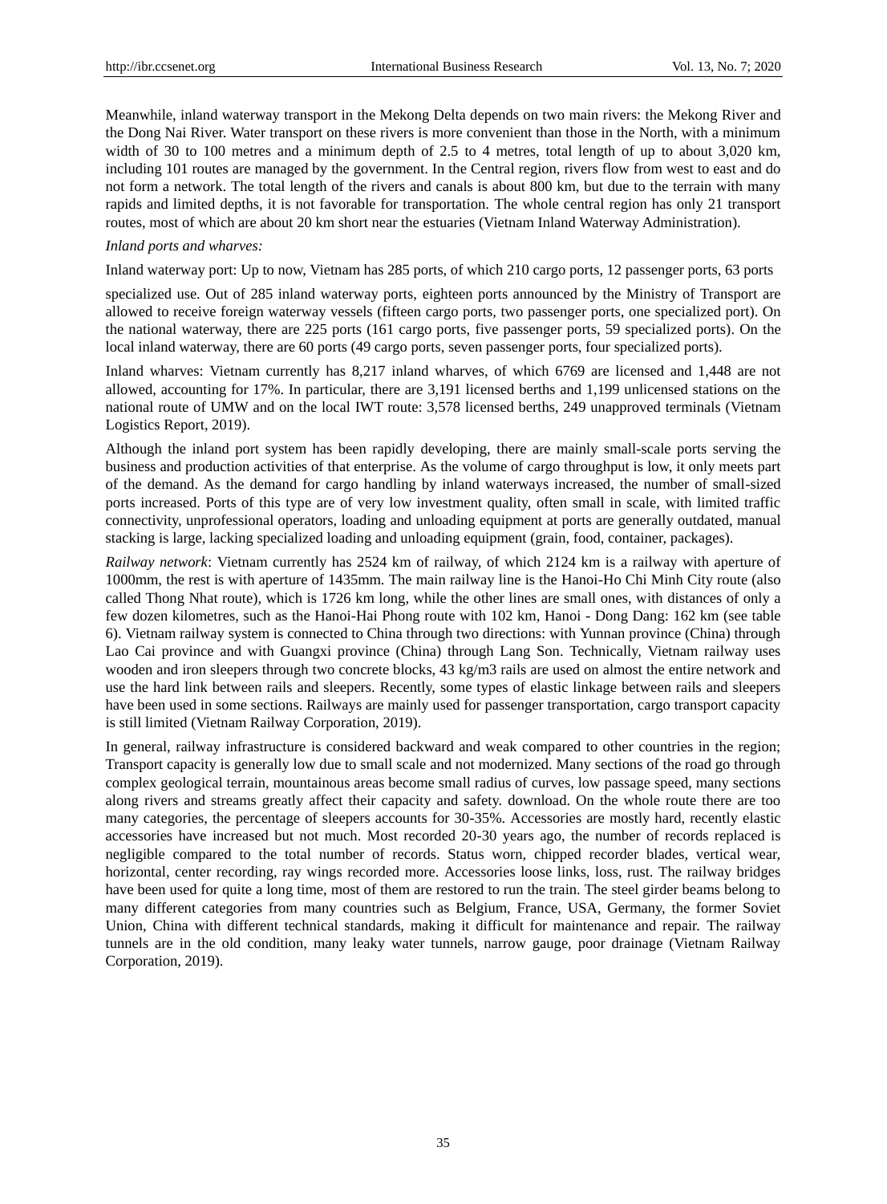Meanwhile, inland waterway transport in the Mekong Delta depends on two main rivers: the Mekong River and the Dong Nai River. Water transport on these rivers is more convenient than those in the North, with a minimum width of 30 to 100 metres and a minimum depth of 2.5 to 4 metres, total length of up to about 3,020 km, including 101 routes are managed by the government. In the Central region, rivers flow from west to east and do not form a network. The total length of the rivers and canals is about 800 km, but due to the terrain with many rapids and limited depths, it is not favorable for transportation. The whole central region has only 21 transport routes, most of which are about 20 km short near the estuaries (Vietnam Inland Waterway Administration).

*Inland ports and wharves:*

Inland waterway port: Up to now, Vietnam has 285 ports, of which 210 cargo ports, 12 passenger ports, 63 ports specialized use. Out of 285 inland waterway ports, eighteen ports announced by the Ministry of Transport are allowed to receive foreign waterway vessels (fifteen cargo ports, two passenger ports, one specialized port). On the national waterway, there are 225 ports (161 cargo ports, five passenger ports, 59 specialized ports). On the local inland waterway, there are 60 ports (49 cargo ports, seven passenger ports, four specialized ports).

Inland wharves: Vietnam currently has 8,217 inland wharves, of which 6769 are licensed and 1,448 are not allowed, accounting for 17%. In particular, there are 3,191 licensed berths and 1,199 unlicensed stations on the national route of UMW and on the local IWT route: 3,578 licensed berths, 249 unapproved terminals (Vietnam Logistics Report, 2019).

Although the inland port system has been rapidly developing, there are mainly small-scale ports serving the business and production activities of that enterprise. As the volume of cargo throughput is low, it only meets part of the demand. As the demand for cargo handling by inland waterways increased, the number of small-sized ports increased. Ports of this type are of very low investment quality, often small in scale, with limited traffic connectivity, unprofessional operators, loading and unloading equipment at ports are generally outdated, manual stacking is large, lacking specialized loading and unloading equipment (grain, food, container, packages).

*Railway network*: Vietnam currently has 2524 km of railway, of which 2124 km is a railway with aperture of 1000mm, the rest is with aperture of 1435mm. The main railway line is the Hanoi-Ho Chi Minh City route (also called Thong Nhat route), which is 1726 km long, while the other lines are small ones, with distances of only a few dozen kilometres, such as the Hanoi-Hai Phong route with 102 km, Hanoi - Dong Dang: 162 km (see table 6). Vietnam railway system is connected to China through two directions: with Yunnan province (China) through Lao Cai province and with Guangxi province (China) through Lang Son. Technically, Vietnam railway uses wooden and iron sleepers through two concrete blocks, 43 kg/m3 rails are used on almost the entire network and use the hard link between rails and sleepers. Recently, some types of elastic linkage between rails and sleepers have been used in some sections. Railways are mainly used for passenger transportation, cargo transport capacity is still limited (Vietnam Railway Corporation, 2019).

In general, railway infrastructure is considered backward and weak compared to other countries in the region; Transport capacity is generally low due to small scale and not modernized. Many sections of the road go through complex geological terrain, mountainous areas become small radius of curves, low passage speed, many sections along rivers and streams greatly affect their capacity and safety. download. On the whole route there are too many categories, the percentage of sleepers accounts for 30-35%. Accessories are mostly hard, recently elastic accessories have increased but not much. Most recorded 20-30 years ago, the number of records replaced is negligible compared to the total number of records. Status worn, chipped recorder blades, vertical wear, horizontal, center recording, ray wings recorded more. Accessories loose links, loss, rust. The railway bridges have been used for quite a long time, most of them are restored to run the train. The steel girder beams belong to many different categories from many countries such as Belgium, France, USA, Germany, the former Soviet Union, China with different technical standards, making it difficult for maintenance and repair. The railway tunnels are in the old condition, many leaky water tunnels, narrow gauge, poor drainage (Vietnam Railway Corporation, 2019).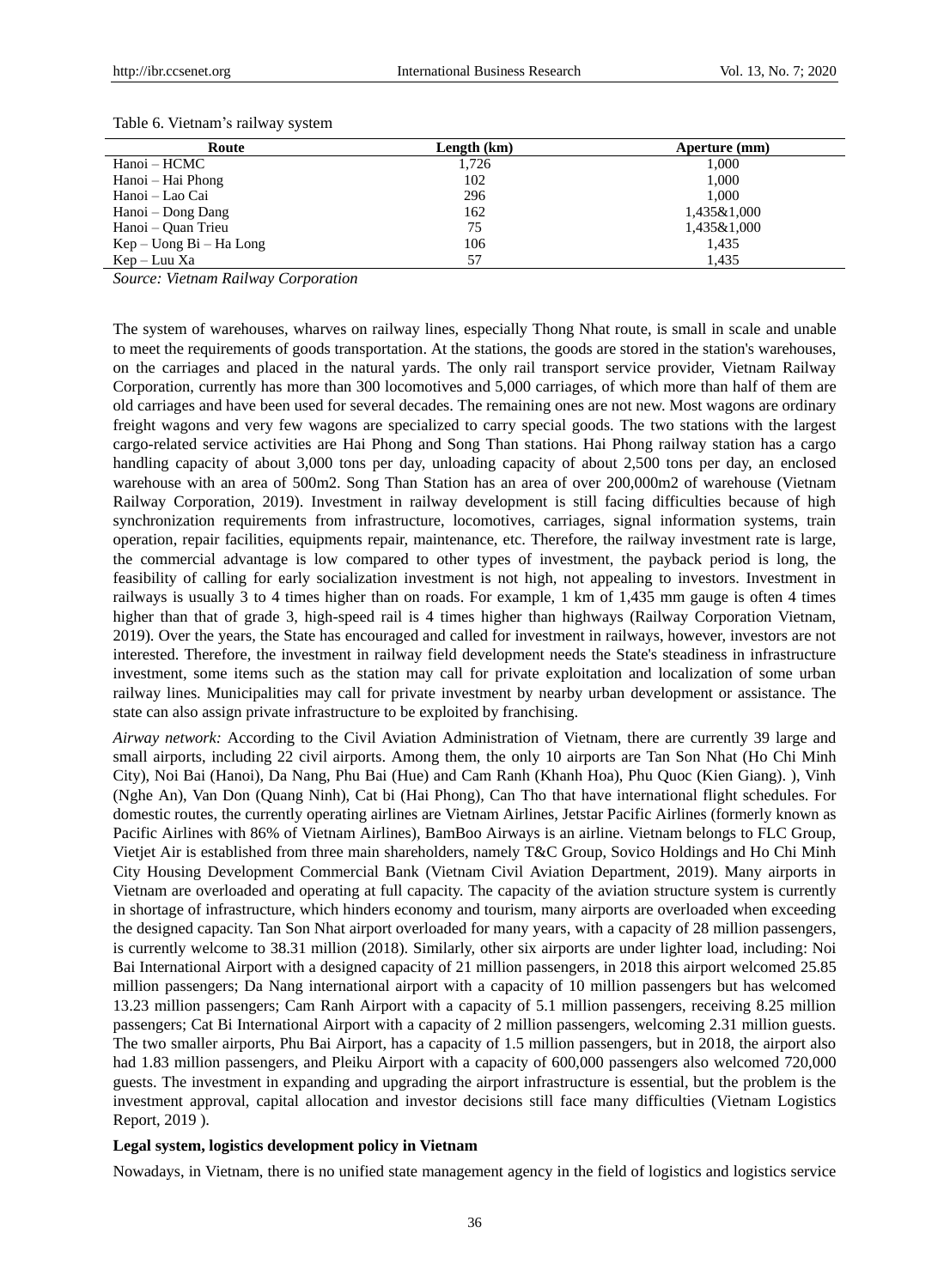Table 6. Vietnam's railway system

| Route | Length (km) | Aperture (mm) |
|---|---|---|
| Hanoi – HCMC | 1,726 | 1,000 |
| Hanoi – Hai Phong | 102 | 1,000 |
| Hanoi – Lao Cai | 296 | 1,000 |
| Hanoi – Dong Dang | 162 | 1,435&1,000 |
| Hanoi – Quan Trieu | 75 | 1,435&1,000 |
| Kep – Uong Bi – Ha Long | 106 | 1,435 |
| Kep – Luu Xa | 57 | 1,435 |

*Source: Vietnam Railway Corporation*

The system of warehouses, wharves on railway lines, especially Thong Nhat route, is small in scale and unable to meet the requirements of goods transportation. At the stations, the goods are stored in the station's warehouses, on the carriages and placed in the natural yards. The only rail transport service provider, Vietnam Railway Corporation, currently has more than 300 locomotives and 5,000 carriages, of which more than half of them are old carriages and have been used for several decades. The remaining ones are not new. Most wagons are ordinary freight wagons and very few wagons are specialized to carry special goods. The two stations with the largest cargo-related service activities are Hai Phong and Song Than stations. Hai Phong railway station has a cargo handling capacity of about 3,000 tons per day, unloading capacity of about 2,500 tons per day, an enclosed warehouse with an area of 500m2. Song Than Station has an area of over 200,000m2 of warehouse (Vietnam Railway Corporation, 2019). Investment in railway development is still facing difficulties because of high synchronization requirements from infrastructure, locomotives, carriages, signal information systems, train operation, repair facilities, equipments repair, maintenance, etc. Therefore, the railway investment rate is large, the commercial advantage is low compared to other types of investment, the payback period is long, the feasibility of calling for early socialization investment is not high, not appealing to investors. Investment in railways is usually 3 to 4 times higher than on roads. For example, 1 km of 1,435 mm gauge is often 4 times higher than that of grade 3, high-speed rail is 4 times higher than highways (Railway Corporation Vietnam, 2019). Over the years, the State has encouraged and called for investment in railways, however, investors are not interested. Therefore, the investment in railway field development needs the State's steadiness in infrastructure investment, some items such as the station may call for private exploitation and localization of some urban railway lines. Municipalities may call for private investment by nearby urban development or assistance. The state can also assign private infrastructure to be exploited by franchising.

*Airway network:* According to the Civil Aviation Administration of Vietnam, there are currently 39 large and small airports, including 22 civil airports. Among them, the only 10 airports are Tan Son Nhat (Ho Chi Minh City), Noi Bai (Hanoi), Da Nang, Phu Bai (Hue) and Cam Ranh (Khanh Hoa), Phu Quoc (Kien Giang). ), Vinh (Nghe An), Van Don (Quang Ninh), Cat bi (Hai Phong), Can Tho that have international flight schedules. For domestic routes, the currently operating airlines are Vietnam Airlines, Jetstar Pacific Airlines (formerly known as Pacific Airlines with 86% of Vietnam Airlines), BamBoo Airways is an airline. Vietnam belongs to FLC Group, Vietjet Air is established from three main shareholders, namely T&C Group, Sovico Holdings and Ho Chi Minh City Housing Development Commercial Bank (Vietnam Civil Aviation Department, 2019). Many airports in Vietnam are overloaded and operating at full capacity. The capacity of the aviation structure system is currently in shortage of infrastructure, which hinders economy and tourism, many airports are overloaded when exceeding the designed capacity. Tan Son Nhat airport overloaded for many years, with a capacity of 28 million passengers, is currently welcome to 38.31 million (2018). Similarly, other six airports are under lighter load, including: Noi Bai International Airport with a designed capacity of 21 million passengers, in 2018 this airport welcomed 25.85 million passengers; Da Nang international airport with a capacity of 10 million passengers but has welcomed 13.23 million passengers; Cam Ranh Airport with a capacity of 5.1 million passengers, receiving 8.25 million passengers; Cat Bi International Airport with a capacity of 2 million passengers, welcoming 2.31 million guests. The two smaller airports, Phu Bai Airport, has a capacity of 1.5 million passengers, but in 2018, the airport also had 1.83 million passengers, and Pleiku Airport with a capacity of 600,000 passengers also welcomed 720,000 guests. The investment in expanding and upgrading the airport infrastructure is essential, but the problem is the investment approval, capital allocation and investor decisions still face many difficulties (Vietnam Logistics Report, 2019 ).

**Legal system, logistics development policy in Vietnam**

Nowadays, in Vietnam, there is no unified state management agency in the field of logistics and logistics service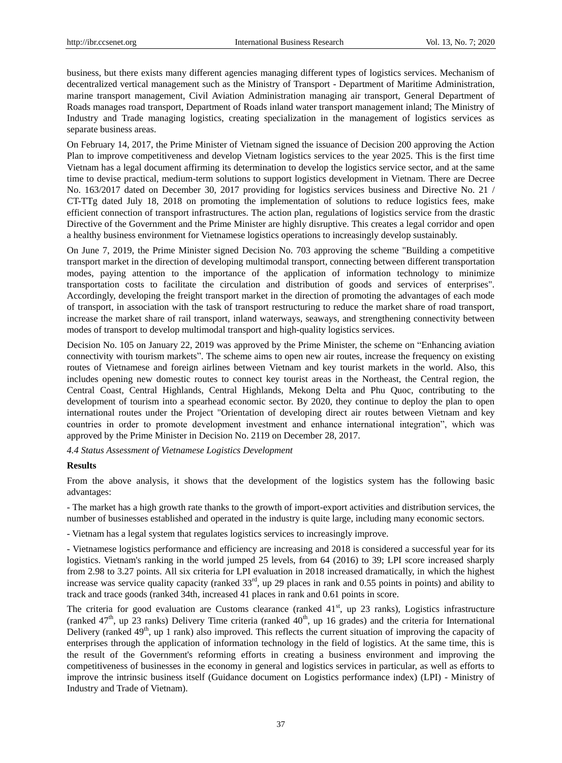business, but there exists many different agencies managing different types of logistics services. Mechanism of decentralized vertical management such as the Ministry of Transport - Department of Maritime Administration, marine transport management, Civil Aviation Administration managing air transport, General Department of Roads manages road transport, Department of Roads inland water transport management inland; The Ministry of Industry and Trade managing logistics, creating specialization in the management of logistics services as separate business areas.

On February 14, 2017, the Prime Minister of Vietnam signed the issuance of Decision 200 approving the Action Plan to improve competitiveness and develop Vietnam logistics services to the year 2025. This is the first time Vietnam has a legal document affirming its determination to develop the logistics service sector, and at the same time to devise practical, medium-term solutions to support logistics development in Vietnam. There are Decree No. 163/2017 dated on December 30, 2017 providing for logistics services business and Directive No. 21 / CT-TTg dated July 18, 2018 on promoting the implementation of solutions to reduce logistics fees, make efficient connection of transport infrastructures. The action plan, regulations of logistics service from the drastic Directive of the Government and the Prime Minister are highly disruptive. This creates a legal corridor and open a healthy business environment for Vietnamese logistics operations to increasingly develop sustainably.

On June 7, 2019, the Prime Minister signed Decision No. 703 approving the scheme "Building a competitive transport market in the direction of developing multimodal transport, connecting between different transportation modes, paying attention to the importance of the application of information technology to minimize transportation costs to facilitate the circulation and distribution of goods and services of enterprises". Accordingly, developing the freight transport market in the direction of promoting the advantages of each mode of transport, in association with the task of transport restructuring to reduce the market share of road transport, increase the market share of rail transport, inland waterways, seaways, and strengthening connectivity between modes of transport to develop multimodal transport and high-quality logistics services.

Decision No. 105 on January 22, 2019 was approved by the Prime Minister, the scheme on "Enhancing aviation connectivity with tourism markets". The scheme aims to open new air routes, increase the frequency on existing routes of Vietnamese and foreign airlines between Vietnam and key tourist markets in the world. Also, this includes opening new domestic routes to connect key tourist areas in the Northeast, the Central region, the Central Coast, Central Highlands, Central Highlands, Mekong Delta and Phu Quoc, contributing to the development of tourism into a spearhead economic sector. By 2020, they continue to deploy the plan to open international routes under the Project "Orientation of developing direct air routes between Vietnam and key countries in order to promote development investment and enhance international integration", which was approved by the Prime Minister in Decision No. 2119 on December 28, 2017.

### *4.4 Status Assessment of Vietnamese Logistics Development*

**Results**

From the above analysis, it shows that the development of the logistics system has the following basic advantages:

- The market has a high growth rate thanks to the growth of import-export activities and distribution services, the number of businesses established and operated in the industry is quite large, including many economic sectors.

- Vietnam has a legal system that regulates logistics services to increasingly improve.

- Vietnamese logistics performance and efficiency are increasing and 2018 is considered a successful year for its logistics. Vietnam's ranking in the world jumped 25 levels, from 64 (2016) to 39; LPI score increased sharply from 2.98 to 3.27 points. All six criteria for LPI evaluation in 2018 increased dramatically, in which the highest increase was service quality capacity (ranked 33rd, up 29 places in rank and 0.55 points in points) and ability to track and trace goods (ranked 34th, increased 41 places in rank and 0.61 points in score.

The criteria for good evaluation are Customs clearance (ranked 41st, up 23 ranks), Logistics infrastructure (ranked 47th, up 23 ranks) Delivery Time criteria (ranked 40th, up 16 grades) and the criteria for International Delivery (ranked 49th, up 1 rank) also improved. This reflects the current situation of improving the capacity of enterprises through the application of information technology in the field of logistics. At the same time, this is the result of the Government's reforming efforts in creating a business environment and improving the competitiveness of businesses in the economy in general and logistics services in particular, as well as efforts to improve the intrinsic business itself (Guidance document on Logistics performance index) (LPI) - Ministry of Industry and Trade of Vietnam).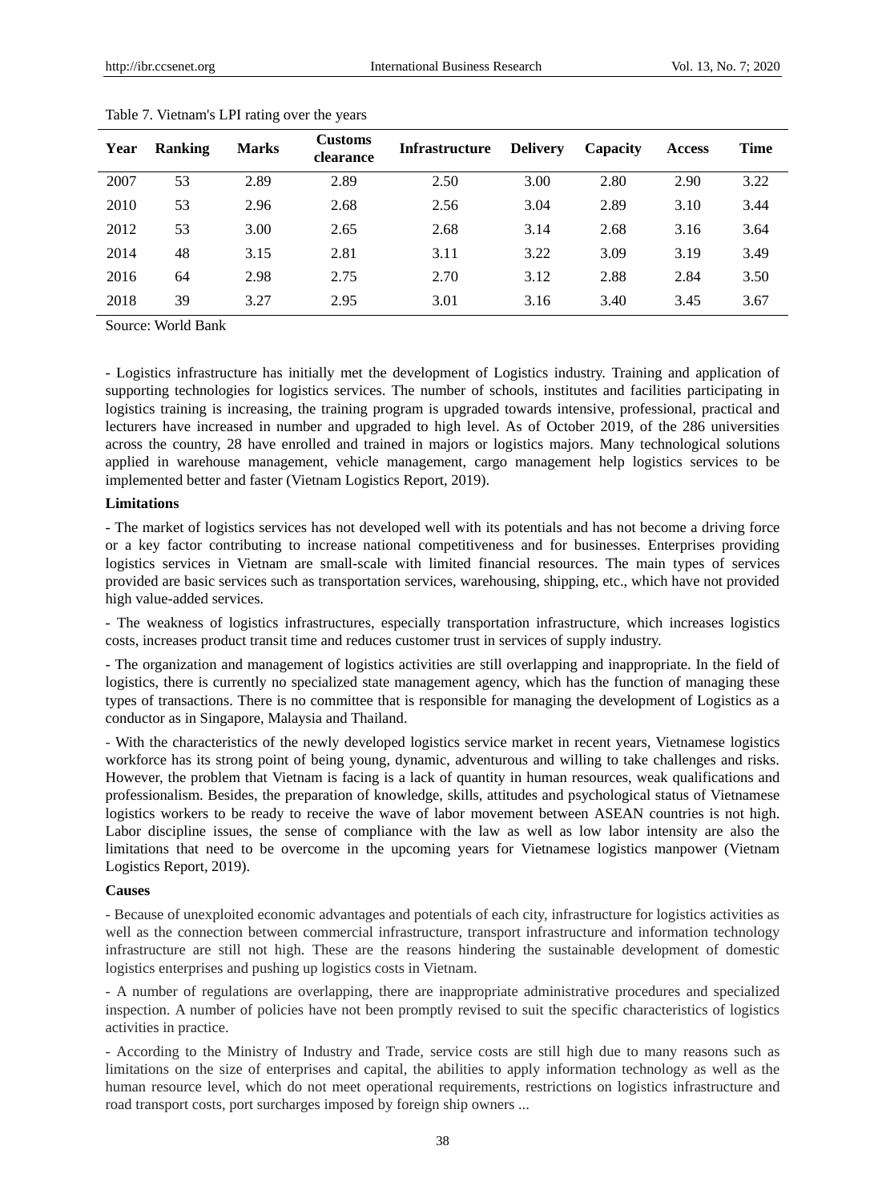Table 7. Vietnam's LPI rating over the years

| Year | Ranking | Marks | Customs clearance | Infrastructure | Delivery | Capacity | Access | Time |
|---|---|---|---|---|---|---|---|---|
| 2007 | 53 | 2.89 | 2.89 | 2.50 | 3.00 | 2.80 | 2.90 | 3.22 |
| 2010 | 53 | 2.96 | 2.68 | 2.56 | 3.04 | 2.89 | 3.10 | 3.44 |
| 2012 | 53 | 3.00 | 2.65 | 2.68 | 3.14 | 2.68 | 3.16 | 3.64 |
| 2014 | 48 | 3.15 | 2.81 | 3.11 | 3.22 | 3.09 | 3.19 | 3.49 |
| 2016 | 64 | 2.98 | 2.75 | 2.70 | 3.12 | 2.88 | 2.84 | 3.50 |
| 2018 | 39 | 3.27 | 2.95 | 3.01 | 3.16 | 3.40 | 3.45 | 3.67 |

Source: World Bank

- Logistics infrastructure has initially met the development of Logistics industry. Training and application of supporting technologies for logistics services. The number of schools, institutes and facilities participating in logistics training is increasing, the training program is upgraded towards intensive, professional, practical and lecturers have increased in number and upgraded to high level. As of October 2019, of the 286 universities across the country, 28 have enrolled and trained in majors or logistics majors. Many technological solutions applied in warehouse management, vehicle management, cargo management help logistics services to be implemented better and faster (Vietnam Logistics Report, 2019).

**Limitations**

- The market of logistics services has not developed well with its potentials and has not become a driving force or a key factor contributing to increase national competitiveness and for businesses. Enterprises providing logistics services in Vietnam are small-scale with limited financial resources. The main types of services provided are basic services such as transportation services, warehousing, shipping, etc., which have not provided high value-added services.

- The weakness of logistics infrastructures, especially transportation infrastructure, which increases logistics costs, increases product transit time and reduces customer trust in services of supply industry.

- The organization and management of logistics activities are still overlapping and inappropriate. In the field of logistics, there is currently no specialized state management agency, which has the function of managing these types of transactions. There is no committee that is responsible for managing the development of Logistics as a conductor as in Singapore, Malaysia and Thailand.

- With the characteristics of the newly developed logistics service market in recent years, Vietnamese logistics workforce has its strong point of being young, dynamic, adventurous and willing to take challenges and risks. However, the problem that Vietnam is facing is a lack of quantity in human resources, weak qualifications and professionalism. Besides, the preparation of knowledge, skills, attitudes and psychological status of Vietnamese logistics workers to be ready to receive the wave of labor movement between ASEAN countries is not high. Labor discipline issues, the sense of compliance with the law as well as low labor intensity are also the limitations that need to be overcome in the upcoming years for Vietnamese logistics manpower (Vietnam Logistics Report, 2019).

**Causes**

- Because of unexploited economic advantages and potentials of each city, infrastructure for logistics activities as well as the connection between commercial infrastructure, transport infrastructure and information technology infrastructure are still not high. These are the reasons hindering the sustainable development of domestic logistics enterprises and pushing up logistics costs in Vietnam.

- A number of regulations are overlapping, there are inappropriate administrative procedures and specialized inspection. A number of policies have not been promptly revised to suit the specific characteristics of logistics activities in practice.

- According to the Ministry of Industry and Trade, service costs are still high due to many reasons such as limitations on the size of enterprises and capital, the abilities to apply information technology as well as the human resource level, which do not meet operational requirements, restrictions on logistics infrastructure and road transport costs, port surcharges imposed by foreign ship owners ...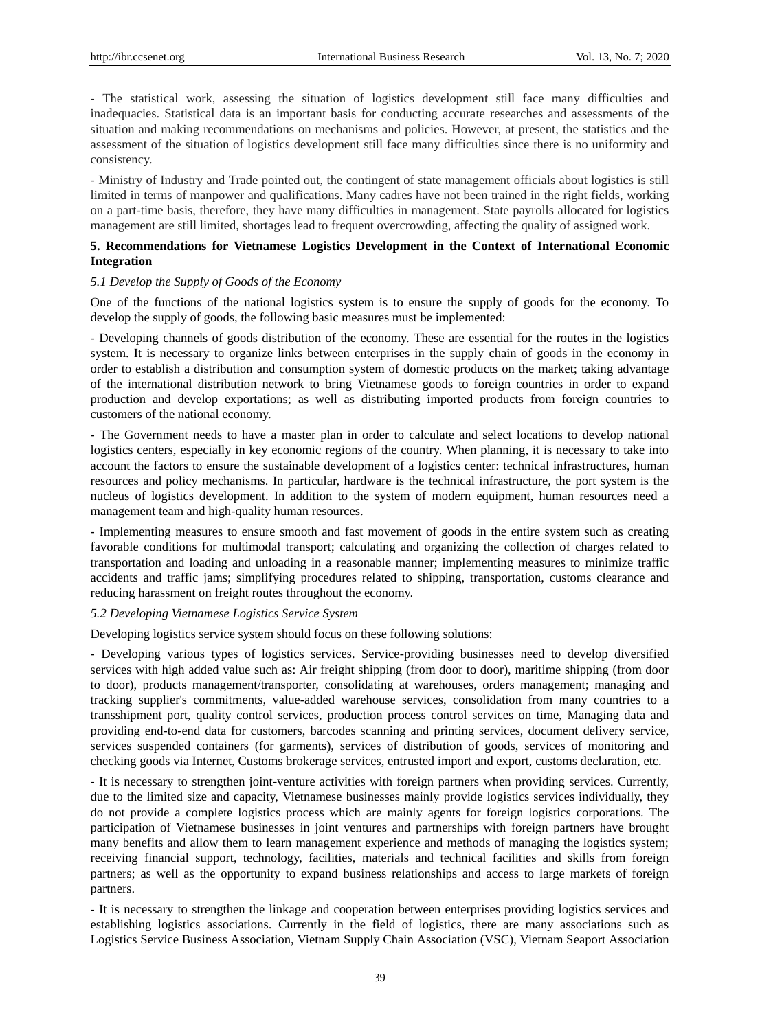- The statistical work, assessing the situation of logistics development still face many difficulties and inadequacies. Statistical data is an important basis for conducting accurate researches and assessments of the situation and making recommendations on mechanisms and policies. However, at present, the statistics and the assessment of the situation of logistics development still face many difficulties since there is no uniformity and consistency.

- Ministry of Industry and Trade pointed out, the contingent of state management officials about logistics is still limited in terms of manpower and qualifications. Many cadres have not been trained in the right fields, working on a part-time basis, therefore, they have many difficulties in management. State payrolls allocated for logistics management are still limited, shortages lead to frequent overcrowding, affecting the quality of assigned work.

## 5. Recommendations for Vietnamese Logistics Development in the Context of International Economic Integration

### *5.1 Develop the Supply of Goods of the Economy*

One of the functions of the national logistics system is to ensure the supply of goods for the economy. To develop the supply of goods, the following basic measures must be implemented:

- Developing channels of goods distribution of the economy. These are essential for the routes in the logistics system. It is necessary to organize links between enterprises in the supply chain of goods in the economy in order to establish a distribution and consumption system of domestic products on the market; taking advantage of the international distribution network to bring Vietnamese goods to foreign countries in order to expand production and develop exportations; as well as distributing imported products from foreign countries to customers of the national economy.

- The Government needs to have a master plan in order to calculate and select locations to develop national logistics centers, especially in key economic regions of the country. When planning, it is necessary to take into account the factors to ensure the sustainable development of a logistics center: technical infrastructures, human resources and policy mechanisms. In particular, hardware is the technical infrastructure, the port system is the nucleus of logistics development. In addition to the system of modern equipment, human resources need a management team and high-quality human resources.

- Implementing measures to ensure smooth and fast movement of goods in the entire system such as creating favorable conditions for multimodal transport; calculating and organizing the collection of charges related to transportation and loading and unloading in a reasonable manner; implementing measures to minimize traffic accidents and traffic jams; simplifying procedures related to shipping, transportation, customs clearance and reducing harassment on freight routes throughout the economy.

### *5.2 Developing Vietnamese Logistics Service System*

Developing logistics service system should focus on these following solutions:

- Developing various types of logistics services. Service-providing businesses need to develop diversified services with high added value such as: Air freight shipping (from door to door), maritime shipping (from door to door), products management/transporter, consolidating at warehouses, orders management; managing and tracking supplier's commitments, value-added warehouse services, consolidation from many countries to a transshipment port, quality control services, production process control services on time, Managing data and providing end-to-end data for customers, barcodes scanning and printing services, document delivery service, services suspended containers (for garments), services of distribution of goods, services of monitoring and checking goods via Internet, Customs brokerage services, entrusted import and export, customs declaration, etc.

- It is necessary to strengthen joint-venture activities with foreign partners when providing services. Currently, due to the limited size and capacity, Vietnamese businesses mainly provide logistics services individually, they do not provide a complete logistics process which are mainly agents for foreign logistics corporations. The participation of Vietnamese businesses in joint ventures and partnerships with foreign partners have brought many benefits and allow them to learn management experience and methods of managing the logistics system; receiving financial support, technology, facilities, materials and technical facilities and skills from foreign partners; as well as the opportunity to expand business relationships and access to large markets of foreign partners.

- It is necessary to strengthen the linkage and cooperation between enterprises providing logistics services and establishing logistics associations. Currently in the field of logistics, there are many associations such as Logistics Service Business Association, Vietnam Supply Chain Association (VSC), Vietnam Seaport Association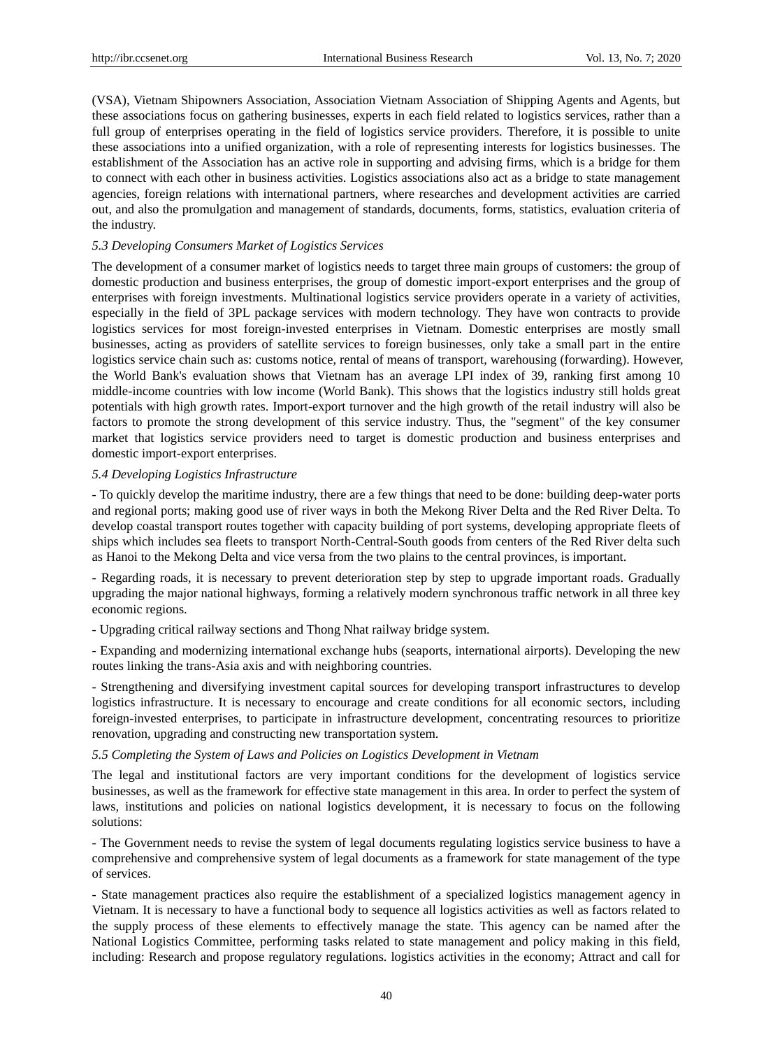(VSA), Vietnam Shipowners Association, Association Vietnam Association of Shipping Agents and Agents, but these associations focus on gathering businesses, experts in each field related to logistics services, rather than a full group of enterprises operating in the field of logistics service providers. Therefore, it is possible to unite these associations into a unified organization, with a role of representing interests for logistics businesses. The establishment of the Association has an active role in supporting and advising firms, which is a bridge for them to connect with each other in business activities. Logistics associations also act as a bridge to state management agencies, foreign relations with international partners, where researches and development activities are carried out, and also the promulgation and management of standards, documents, forms, statistics, evaluation criteria of the industry.

### *5.3 Developing Consumers Market of Logistics Services*

The development of a consumer market of logistics needs to target three main groups of customers: the group of domestic production and business enterprises, the group of domestic import-export enterprises and the group of enterprises with foreign investments. Multinational logistics service providers operate in a variety of activities, especially in the field of 3PL package services with modern technology. They have won contracts to provide logistics services for most foreign-invested enterprises in Vietnam. Domestic enterprises are mostly small businesses, acting as providers of satellite services to foreign businesses, only take a small part in the entire logistics service chain such as: customs notice, rental of means of transport, warehousing (forwarding). However, the World Bank's evaluation shows that Vietnam has an average LPI index of 39, ranking first among 10 middle-income countries with low income (World Bank). This shows that the logistics industry still holds great potentials with high growth rates. Import-export turnover and the high growth of the retail industry will also be factors to promote the strong development of this service industry. Thus, the "segment" of the key consumer market that logistics service providers need to target is domestic production and business enterprises and domestic import-export enterprises.

### *5.4 Developing Logistics Infrastructure*

- To quickly develop the maritime industry, there are a few things that need to be done: building deep-water ports and regional ports; making good use of river ways in both the Mekong River Delta and the Red River Delta. To develop coastal transport routes together with capacity building of port systems, developing appropriate fleets of ships which includes sea fleets to transport North-Central-South goods from centers of the Red River delta such as Hanoi to the Mekong Delta and vice versa from the two plains to the central provinces, is important.

- Regarding roads, it is necessary to prevent deterioration step by step to upgrade important roads. Gradually upgrading the major national highways, forming a relatively modern synchronous traffic network in all three key economic regions.

- Upgrading critical railway sections and Thong Nhat railway bridge system.

- Expanding and modernizing international exchange hubs (seaports, international airports). Developing the new routes linking the trans-Asia axis and with neighboring countries.

- Strengthening and diversifying investment capital sources for developing transport infrastructures to develop logistics infrastructure. It is necessary to encourage and create conditions for all economic sectors, including foreign-invested enterprises, to participate in infrastructure development, concentrating resources to prioritize renovation, upgrading and constructing new transportation system.

### *5.5 Completing the System of Laws and Policies on Logistics Development in Vietnam*

The legal and institutional factors are very important conditions for the development of logistics service businesses, as well as the framework for effective state management in this area. In order to perfect the system of laws, institutions and policies on national logistics development, it is necessary to focus on the following solutions:

- The Government needs to revise the system of legal documents regulating logistics service business to have a comprehensive and comprehensive system of legal documents as a framework for state management of the type of services.

- State management practices also require the establishment of a specialized logistics management agency in Vietnam. It is necessary to have a functional body to sequence all logistics activities as well as factors related to the supply process of these elements to effectively manage the state. This agency can be named after the National Logistics Committee, performing tasks related to state management and policy making in this field, including: Research and propose regulatory regulations. logistics activities in the economy; Attract and call for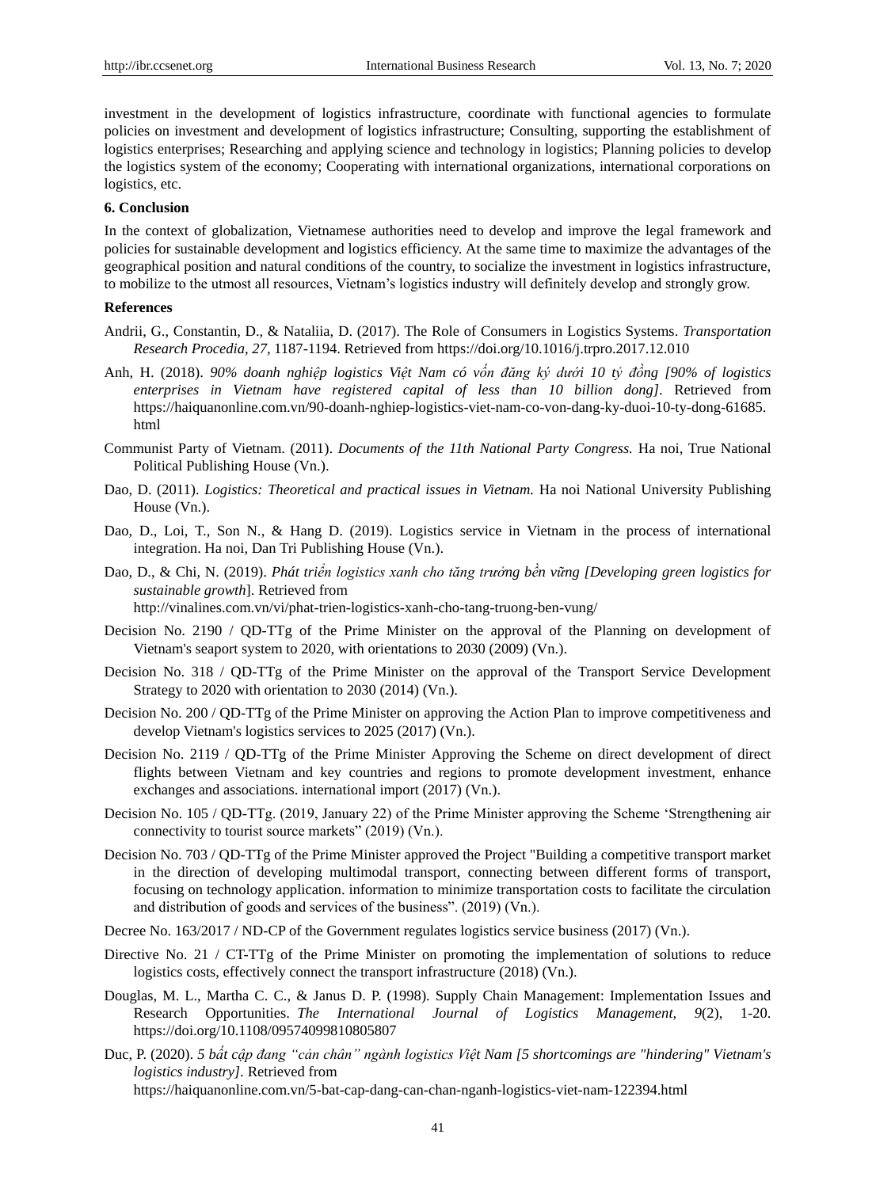investment in the development of logistics infrastructure, coordinate with functional agencies to formulate policies on investment and development of logistics infrastructure; Consulting, supporting the establishment of logistics enterprises; Researching and applying science and technology in logistics; Planning policies to develop the logistics system of the economy; Cooperating with international organizations, international corporations on logistics, etc.

## 6. Conclusion

In the context of globalization, Vietnamese authorities need to develop and improve the legal framework and policies for sustainable development and logistics efficiency. At the same time to maximize the advantages of the geographical position and natural conditions of the country, to socialize the investment in logistics infrastructure, to mobilize to the utmost all resources, Vietnam's logistics industry will definitely develop and strongly grow.

## References

Andrii, G., Constantin, D., & Nataliia, D. (2017). The Role of Consumers in Logistics Systems. *Transportation Research Procedia, 27,* 1187-1194. Retrieved from https://doi.org/10.1016/j.trpro.2017.12.010

Anh, H. (2018). *90% doanh nghiệp logistics Việt Nam có vốn đăng ký dưới 10 tỷ đồng [90% of logistics enterprises in Vietnam have registered capital of less than 10 billion dong]*. Retrieved from https://haiquanonline.com.vn/90-doanh-nghiep-logistics-viet-nam-co-von-dang-ky-duoi-10-ty-dong-61685.html

Communist Party of Vietnam. (2011). *Documents of the 11th National Party Congress.* Ha noi, True National Political Publishing House (Vn.).

Dao, D. (2011). *Logistics: Theoretical and practical issues in Vietnam.* Ha noi National University Publishing House (Vn.).

Dao, D., Loi, T., Son N., & Hang D. (2019). Logistics service in Vietnam in the process of international integration. Ha noi, Dan Tri Publishing House (Vn.).

Dao, D., & Chi, N. (2019). *Phát triển logistics xanh cho tăng trưởng bền vững [Developing green logistics for sustainable growth*]. Retrieved from http://vinalines.com.vn/vi/phat-trien-logistics-xanh-cho-tang-truong-ben-vung/

Decision No. 2190 / QD-TTg of the Prime Minister on the approval of the Planning on development of Vietnam's seaport system to 2020, with orientations to 2030 (2009) (Vn.).

Decision No. 318 / QD-TTg of the Prime Minister on the approval of the Transport Service Development Strategy to 2020 with orientation to 2030 (2014) (Vn.).

Decision No. 200 / QD-TTg of the Prime Minister on approving the Action Plan to improve competitiveness and develop Vietnam's logistics services to 2025 (2017) (Vn.).

Decision No. 2119 / QD-TTg of the Prime Minister Approving the Scheme on direct development of direct flights between Vietnam and key countries and regions to promote development investment, enhance exchanges and associations. international import (2017) (Vn.).

Decision No. 105 / QD-TTg. (2019, January 22) of the Prime Minister approving the Scheme 'Strengthening air connectivity to tourist source markets" (2019) (Vn.).

Decision No. 703 / QD-TTg of the Prime Minister approved the Project "Building a competitive transport market in the direction of developing multimodal transport, connecting between different forms of transport, focusing on technology application. information to minimize transportation costs to facilitate the circulation and distribution of goods and services of the business". (2019) (Vn.).

Decree No. 163/2017 / ND-CP of the Government regulates logistics service business (2017) (Vn.).

Directive No. 21 / CT-TTg of the Prime Minister on promoting the implementation of solutions to reduce logistics costs, effectively connect the transport infrastructure (2018) (Vn.).

Douglas, M. L., Martha C. C., & Janus D. P. (1998). Supply Chain Management: Implementation Issues and Research Opportunities. *The International Journal of Logistics Management, 9*(2), 1-20. https://doi.org/10.1108/09574099810805807

Duc, P. (2020). *5 bất cập đang "cản chân" ngành logistics Việt Nam [5 shortcomings are "hindering" Vietnam's logistics industry]*. Retrieved from https://haiquanonline.com.vn/5-bat-cap-dang-can-chan-nganh-logistics-viet-nam-122394.html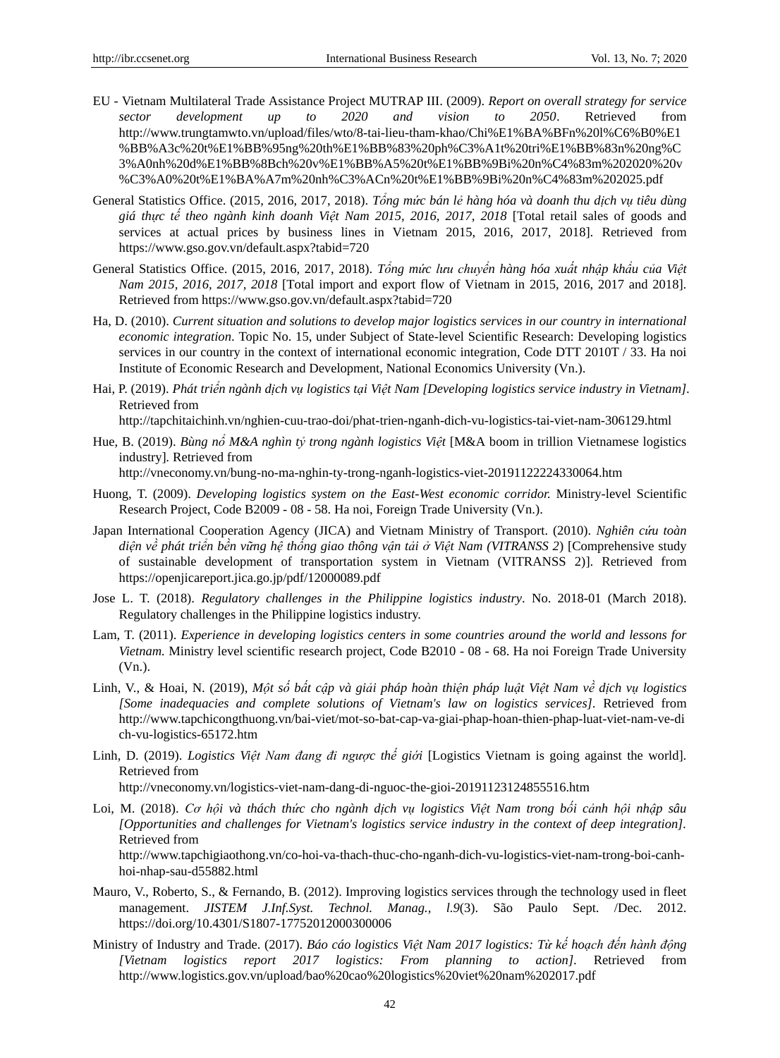EU - Vietnam Multilateral Trade Assistance Project MUTRAP III. (2009). *Report on overall strategy for service sector development up to 2020 and vision to 2050*. Retrieved from http://www.trungtamwto.vn/upload/files/wto/8-tai-lieu-tham-khao/Chi%E1%BA%BFn%20l%C6%B0%E1%BB%A3c%20t%E1%BB%95ng%20th%E1%BB%83%20ph%C3%A1t%20tri%E1%BB%83n%20ng%C3%A0nh%20d%E1%BB%8Bch%20v%E1%BB%A5%20t%E1%BB%9Bi%20n%C4%83m%202020%20v%C3%A0%20t%E1%BA%A7m%20nh%C3%ACn%20t%E1%BB%9Bi%20n%C4%83m%202025.pdf

General Statistics Office. (2015, 2016, 2017, 2018). *Tổng mức bán lẻ hàng hóa và doanh thu dịch vụ tiêu dùng giá thực tế theo ngành kinh doanh Việt Nam 2015, 2016, 2017, 2018* [Total retail sales of goods and services at actual prices by business lines in Vietnam 2015, 2016, 2017, 2018]. Retrieved from https://www.gso.gov.vn/default.aspx?tabid=720

General Statistics Office. (2015, 2016, 2017, 2018). *Tổng mức lưu chuyển hàng hóa xuất nhập khẩu của Việt Nam 2015, 2016, 2017, 2018* [Total import and export flow of Vietnam in 2015, 2016, 2017 and 2018]. Retrieved from https://www.gso.gov.vn/default.aspx?tabid=720

Ha, D. (2010). *Current situation and solutions to develop major logistics services in our country in international economic integration*. Topic No. 15, under Subject of State-level Scientific Research: Developing logistics services in our country in the context of international economic integration, Code DTT 2010T / 33. Ha noi Institute of Economic Research and Development, National Economics University (Vn.).

Hai, P. (2019). *Phát triển ngành dịch vụ logistics tại Việt Nam [Developing logistics service industry in Vietnam]*. Retrieved from http://tapchitaichinh.vn/nghien-cuu-trao-doi/phat-trien-nganh-dich-vu-logistics-tai-viet-nam-306129.html

Hue, B. (2019). *Bùng nổ M&A nghìn tỷ trong ngành logistics Việt* [M&A boom in trillion Vietnamese logistics industry]. Retrieved from http://vneconomy.vn/bung-no-ma-nghin-ty-trong-nganh-logistics-viet-20191122224330064.htm

Huong, T. (2009). *Developing logistics system on the East-West economic corridor.* Ministry-level Scientific Research Project, Code B2009 - 08 - 58. Ha noi, Foreign Trade University (Vn.).

Japan International Cooperation Agency (JICA) and Vietnam Ministry of Transport. (2010). *Nghiên cứu toàn diện về phát triển bền vững hệ thống giao thông vận tải ở Việt Nam (VITRANSS 2)* [Comprehensive study of sustainable development of transportation system in Vietnam (VITRANSS 2)]. Retrieved from https://openjicareport.jica.go.jp/pdf/12000089.pdf

Jose L. T. (2018). *Regulatory challenges in the Philippine logistics industry*. No. 2018-01 (March 2018). Regulatory challenges in the Philippine logistics industry.

Lam, T. (2011). *Experience in developing logistics centers in some countries around the world and lessons for Vietnam.* Ministry level scientific research project, Code B2010 - 08 - 68. Ha noi Foreign Trade University (Vn.).

Linh, V., & Hoai, N. (2019), *Một số bất cập và giải pháp hoàn thiện pháp luật Việt Nam về dịch vụ logistics [Some inadequacies and complete solutions of Vietnam's law on logistics services]*. Retrieved from http://www.tapchicongthuong.vn/bai-viet/mot-so-bat-cap-va-giai-phap-hoan-thien-phap-luat-viet-nam-ve-dich-vu-logistics-65172.htm

Linh, D. (2019). *Logistics Việt Nam đang đi ngược thế giới* [Logistics Vietnam is going against the world]. Retrieved from http://vneconomy.vn/logistics-viet-nam-dang-di-nguoc-the-gioi-20191123124855516.htm

Loi, M. (2018). *Cơ hội và thách thức cho ngành dịch vụ logistics Việt Nam trong bối cảnh hội nhập sâu [Opportunities and challenges for Vietnam's logistics service industry in the context of deep integration]*. Retrieved from http://www.tapchigiaothong.vn/co-hoi-va-thach-thuc-cho-nganh-dich-vu-logistics-viet-nam-trong-boi-canh-hoi-nhap-sau-d55882.html

Mauro, V., Roberto, S., & Fernando, B. (2012). Improving logistics services through the technology used in fleet management. *JISTEM J.Inf.Syst. Technol. Manag., l.9*(3). São Paulo Sept. /Dec. 2012. https://doi.org/10.4301/S1807-17752012000300006

Ministry of Industry and Trade. (2017). *Báo cáo logistics Việt Nam 2017 logistics: Từ kế hoạch đến hành động [Vietnam logistics report 2017 logistics: From planning to action]*. Retrieved from http://www.logistics.gov.vn/upload/bao%20cao%20logistics%20viet%20nam%202017.pdf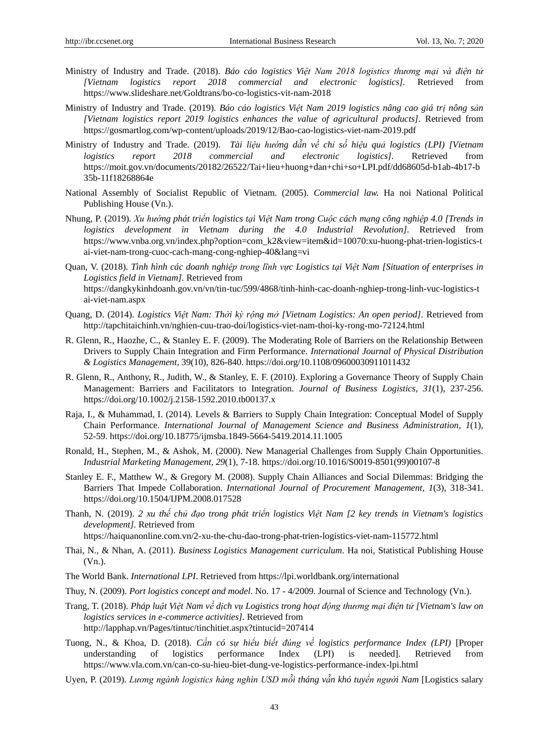Ministry of Industry and Trade. (2018). *Báo cáo logistics Việt Nam 2018 logistics thương mại và điện tử [Vietnam logistics report 2018 commercial and electronic logistics]*. Retrieved from https://www.slideshare.net/Goldtrans/bo-co-logistics-vit-nam-2018

Ministry of Industry and Trade. (2019). *Báo cáo logistics Việt Nam 2019 logistics nâng cao giá trị nông sản [Vietnam logistics report 2019 logistics enhances the value of agricultural products]*. Retrieved from https://gosmartlog.com/wp-content/uploads/2019/12/Bao-cao-logistics-viet-nam-2019.pdf

Ministry of Industry and Trade. (2019). *Tài liệu hướng dẫn về chỉ số hiệu quả logistics (LPI) [Vietnam logistics report 2018 commercial and electronic logistics]*. Retrieved from https://moit.gov.vn/documents/20182/26522/Tai+lieu+huong+dan+chi+so+LPI.pdf/dd68605d-b1ab-4b17-b35b-11f18268864e

National Assembly of Socialist Republic of Vietnam. (2005). *Commercial law.* Ha noi National Political Publishing House (Vn.).

Nhung, P. (2019). *Xu hướng phát triển logistics tại Việt Nam trong Cuộc cách mạng công nghiệp 4.0 [Trends in logistics development in Vietnam during the 4.0 Industrial Revolution]*. Retrieved from https://www.vnba.org.vn/index.php?option=com_k2&view=item&id=10070:xu-huong-phat-trien-logistics-tai-viet-nam-trong-cuoc-cach-mang-cong-nghiep-40&lang=vi

Quan, V. (2018). *Tình hình các doanh nghiệp trong lĩnh vực Logistics tại Việt Nam [Situation of enterprises in Logistics field in Vietnam]*. Retrieved from https://dangkykinhdoanh.gov.vn/vn/tin-tuc/599/4868/tinh-hinh-cac-doanh-nghiep-trong-linh-vuc-logistics-tai-viet-nam.aspx

Quang, D. (2014). *Logistics Việt Nam: Thời kỳ rộng mở [Vietnam Logistics: An open period]*. Retrieved from http://tapchitaichinh.vn/nghien-cuu-trao-doi/logistics-viet-nam-thoi-ky-rong-mo-72124.html

R. Glenn, R., Haozhe, C., & Stanley E. F. (2009). The Moderating Role of Barriers on the Relationship Between Drivers to Supply Chain Integration and Firm Performance. *International Journal of Physical Distribution & Logistics Management,* 39(10), 826-840. https://doi.org/10.1108/09600030911011432

R. Glenn, R., Anthony, R., Judith, W., & Stanley, E. F. (2010). Exploring a Governance Theory of Supply Chain Management: Barriers and Facilitators to Integration. *Journal of Business Logistics, 31*(1), 237-256. https://doi.org/10.1002/j.2158-1592.2010.tb00137.x

Raja, I., & Muhammad, I. (2014). Levels & Barriers to Supply Chain Integration: Conceptual Model of Supply Chain Performance. *International Journal of Management Science and Business Administration, 1*(1), 52-59. https://doi.org/10.18775/ijmsba.1849-5664-5419.2014.11.1005

Ronald, H., Stephen, M., & Ashok, M. (2000). New Managerial Challenges from Supply Chain Opportunities. *Industrial Marketing Management, 29*(1), 7-18. https://doi.org/10.1016/S0019-8501(99)00107-8

Stanley E. F., Matthew W., & Gregory M. (2008). Supply Chain Alliances and Social Dilemmas: Bridging the Barriers That Impede Collaboration. *International Journal of Procurement Management, 1*(3), 318-341. https://doi.org/10.1504/IJPM.2008.017528

Thanh, N. (2019). *2 xu thế chủ đạo trong phát triển logistics Việt Nam [2 key trends in Vietnam's logistics development]*. Retrieved from https://haiquanonline.com.vn/2-xu-the-chu-dao-trong-phat-trien-logistics-viet-nam-115772.html

Thai, N., & Nhan, A. (2011). *Business Logistics Management curriculum*. Ha noi, Statistical Publishing House (Vn.).

The World Bank. *International LPI*. Retrieved from https://lpi.worldbank.org/international

Thuy, N. (2009). *Port logistics concept and model.* No. 17 - 4/2009. Journal of Science and Technology (Vn.).

Trang, T. (2018). *Pháp luật Việt Nam về dịch vụ Logistics trong hoạt động thương mại điện tử [Vietnam's law on logistics services in e-commerce activities]*. Retrieved from http://lapphap.vn/Pages/tintuc/tinchitiet.aspx?tintucid=207414

Tuong, N., & Khoa, D. (2018). *Cần có sự hiểu biết đúng về logistics performance Index (LPI)* [Proper understanding of logistics performance Index (LPI) is needed]. Retrieved from https://www.vla.com.vn/can-co-su-hieu-biet-dung-ve-logistics-performance-index-lpi.html

Uyen, P. (2019). *Lương ngành logistics hàng nghìn USD mỗi tháng vẫn khó tuyển người Nam* [Logistics salary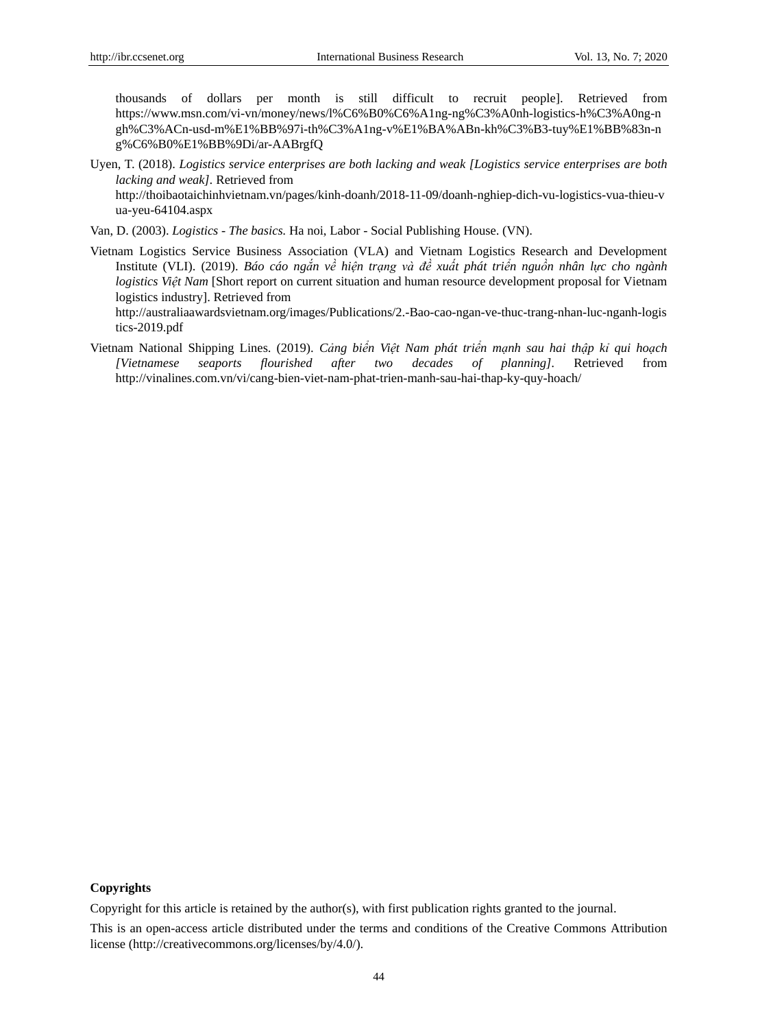thousands of dollars per month is still difficult to recruit people]. Retrieved from https://www.msn.com/vi-vn/money/news/l%C6%B0%C6%A1ng-ng%C3%A0nh-logistics-h%C3%A0ng-nghìn%C3%ACn-usd-m%E1%BB%97i-th%C3%A1ng-v%E1%BA%ABn-kh%C3%B3-tuy%E1%BB%83n-ng%C6%B0%E1%BB%9Di/ar-AABrgfQ

Uyen, T. (2018). *Logistics service enterprises are both lacking and weak [Logistics service enterprises are both lacking and weak]*. Retrieved from http://thoibaotaichinhvietnam.vn/pages/kinh-doanh/2018-11-09/doanh-nghiep-dich-vu-logistics-vua-thieu-vua-yeu-64104.aspx

Van, D. (2003). *Logistics - The basics.* Ha noi, Labor - Social Publishing House. (VN).

Vietnam Logistics Service Business Association (VLA) and Vietnam Logistics Research and Development Institute (VLI). (2019). *Báo cáo ngắn về hiện trạng và đề xuất phát triển nguồn nhân lực cho ngành logistics Việt Nam* [Short report on current situation and human resource development proposal for Vietnam logistics industry]. Retrieved from http://australiaawardsvietnam.org/images/Publications/2.-Bao-cao-ngan-ve-thuc-trang-nhan-luc-nganh-logistics-2019.pdf

Vietnam National Shipping Lines. (2019). *Cảng biển Việt Nam phát triển mạnh sau hai thập kỉ qui hoạch [Vietnamese seaports flourished after two decades of planning]*. Retrieved from http://vinalines.com.vn/vi/cang-bien-viet-nam-phat-trien-manh-sau-hai-thap-ky-quy-hoach/

**Copyrights**

Copyright for this article is retained by the author(s), with first publication rights granted to the journal.

This is an open-access article distributed under the terms and conditions of the Creative Commons Attribution license (http://creativecommons.org/licenses/by/4.0/).